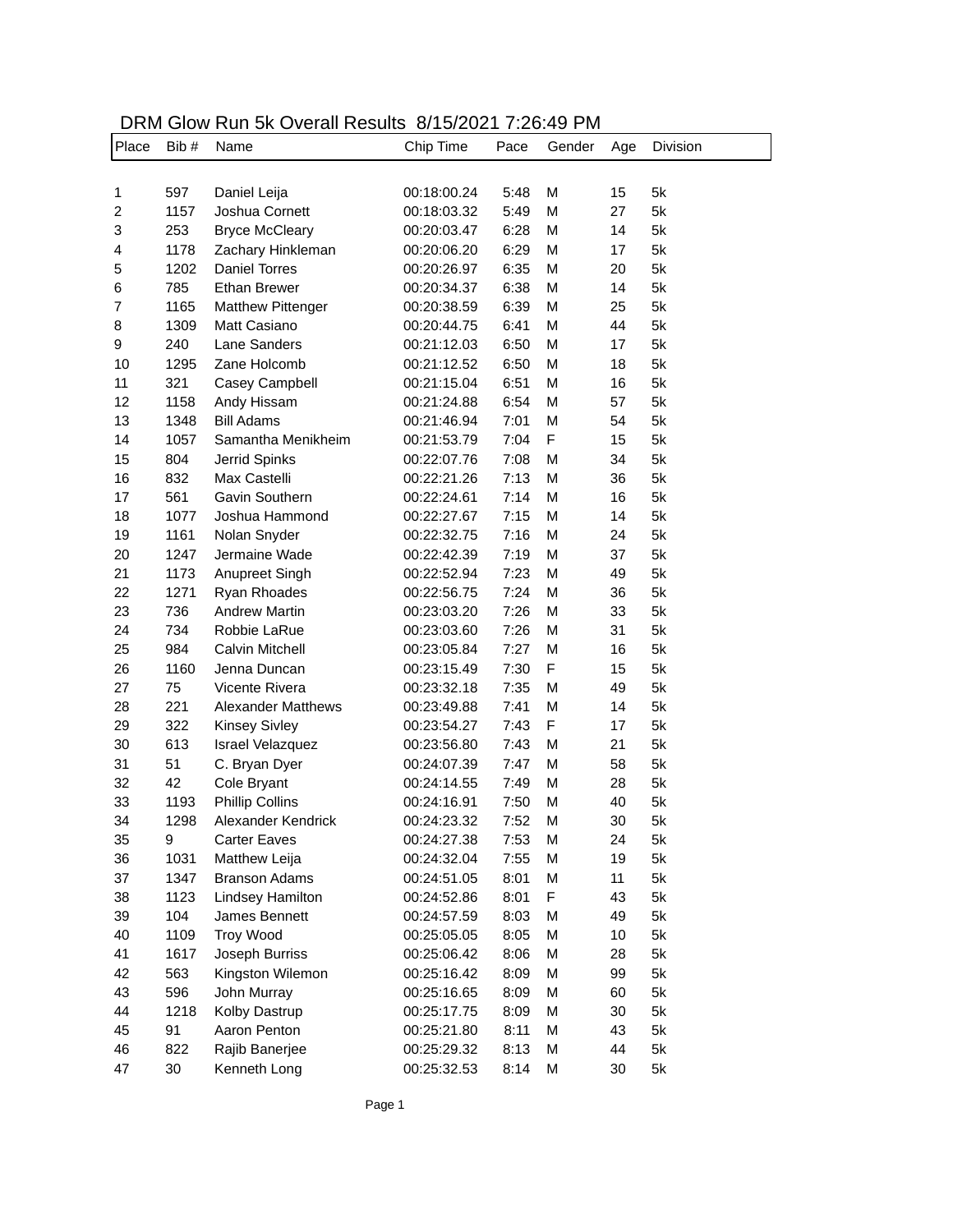# DRM Glow Run 5k Overall Results 8/15/2021 7:26:49 PM

| Place | Bib # | Name | Chip Time | Pace | Gender | Age | Division |
|---|---|---|---|---|---|---|---|
| 1 | 597 | Daniel Leija | 00:18:00.24 | 5:48 | M | 15 | 5k |
| 2 | 1157 | Joshua Cornett | 00:18:03.32 | 5:49 | M | 27 | 5k |
| 3 | 253 | Bryce McCleary | 00:20:03.47 | 6:28 | M | 14 | 5k |
| 4 | 1178 | Zachary Hinkleman | 00:20:06.20 | 6:29 | M | 17 | 5k |
| 5 | 1202 | Daniel Torres | 00:20:26.97 | 6:35 | M | 20 | 5k |
| 6 | 785 | Ethan Brewer | 00:20:34.37 | 6:38 | M | 14 | 5k |
| 7 | 1165 | Matthew Pittenger | 00:20:38.59 | 6:39 | M | 25 | 5k |
| 8 | 1309 | Matt Casiano | 00:20:44.75 | 6:41 | M | 44 | 5k |
| 9 | 240 | Lane Sanders | 00:21:12.03 | 6:50 | M | 17 | 5k |
| 10 | 1295 | Zane Holcomb | 00:21:12.52 | 6:50 | M | 18 | 5k |
| 11 | 321 | Casey Campbell | 00:21:15.04 | 6:51 | M | 16 | 5k |
| 12 | 1158 | Andy Hissam | 00:21:24.88 | 6:54 | M | 57 | 5k |
| 13 | 1348 | Bill Adams | 00:21:46.94 | 7:01 | M | 54 | 5k |
| 14 | 1057 | Samantha Menikheim | 00:21:53.79 | 7:04 | F | 15 | 5k |
| 15 | 804 | Jerrid Spinks | 00:22:07.76 | 7:08 | M | 34 | 5k |
| 16 | 832 | Max Castelli | 00:22:21.26 | 7:13 | M | 36 | 5k |
| 17 | 561 | Gavin Southern | 00:22:24.61 | 7:14 | M | 16 | 5k |
| 18 | 1077 | Joshua Hammond | 00:22:27.67 | 7:15 | M | 14 | 5k |
| 19 | 1161 | Nolan Snyder | 00:22:32.75 | 7:16 | M | 24 | 5k |
| 20 | 1247 | Jermaine Wade | 00:22:42.39 | 7:19 | M | 37 | 5k |
| 21 | 1173 | Anupreet Singh | 00:22:52.94 | 7:23 | M | 49 | 5k |
| 22 | 1271 | Ryan Rhoades | 00:22:56.75 | 7:24 | M | 36 | 5k |
| 23 | 736 | Andrew Martin | 00:23:03.20 | 7:26 | M | 33 | 5k |
| 24 | 734 | Robbie LaRue | 00:23:03.60 | 7:26 | M | 31 | 5k |
| 25 | 984 | Calvin Mitchell | 00:23:05.84 | 7:27 | M | 16 | 5k |
| 26 | 1160 | Jenna Duncan | 00:23:15.49 | 7:30 | F | 15 | 5k |
| 27 | 75 | Vicente Rivera | 00:23:32.18 | 7:35 | M | 49 | 5k |
| 28 | 221 | Alexander Matthews | 00:23:49.88 | 7:41 | M | 14 | 5k |
| 29 | 322 | Kinsey Sivley | 00:23:54.27 | 7:43 | F | 17 | 5k |
| 30 | 613 | Israel Velazquez | 00:23:56.80 | 7:43 | M | 21 | 5k |
| 31 | 51 | C. Bryan Dyer | 00:24:07.39 | 7:47 | M | 58 | 5k |
| 32 | 42 | Cole Bryant | 00:24:14.55 | 7:49 | M | 28 | 5k |
| 33 | 1193 | Phillip Collins | 00:24:16.91 | 7:50 | M | 40 | 5k |
| 34 | 1298 | Alexander Kendrick | 00:24:23.32 | 7:52 | M | 30 | 5k |
| 35 | 9 | Carter Eaves | 00:24:27.38 | 7:53 | M | 24 | 5k |
| 36 | 1031 | Matthew Leija | 00:24:32.04 | 7:55 | M | 19 | 5k |
| 37 | 1347 | Branson Adams | 00:24:51.05 | 8:01 | M | 11 | 5k |
| 38 | 1123 | Lindsey Hamilton | 00:24:52.86 | 8:01 | F | 43 | 5k |
| 39 | 104 | James Bennett | 00:24:57.59 | 8:03 | M | 49 | 5k |
| 40 | 1109 | Troy Wood | 00:25:05.05 | 8:05 | M | 10 | 5k |
| 41 | 1617 | Joseph Burriss | 00:25:06.42 | 8:06 | M | 28 | 5k |
| 42 | 563 | Kingston Wilemon | 00:25:16.42 | 8:09 | M | 99 | 5k |
| 43 | 596 | John Murray | 00:25:16.65 | 8:09 | M | 60 | 5k |
| 44 | 1218 | Kolby Dastrup | 00:25:17.75 | 8:09 | M | 30 | 5k |
| 45 | 91 | Aaron Penton | 00:25:21.80 | 8:11 | M | 43 | 5k |
| 46 | 822 | Rajib Banerjee | 00:25:29.32 | 8:13 | M | 44 | 5k |
| 47 | 30 | Kenneth Long | 00:25:32.53 | 8:14 | M | 30 | 5k |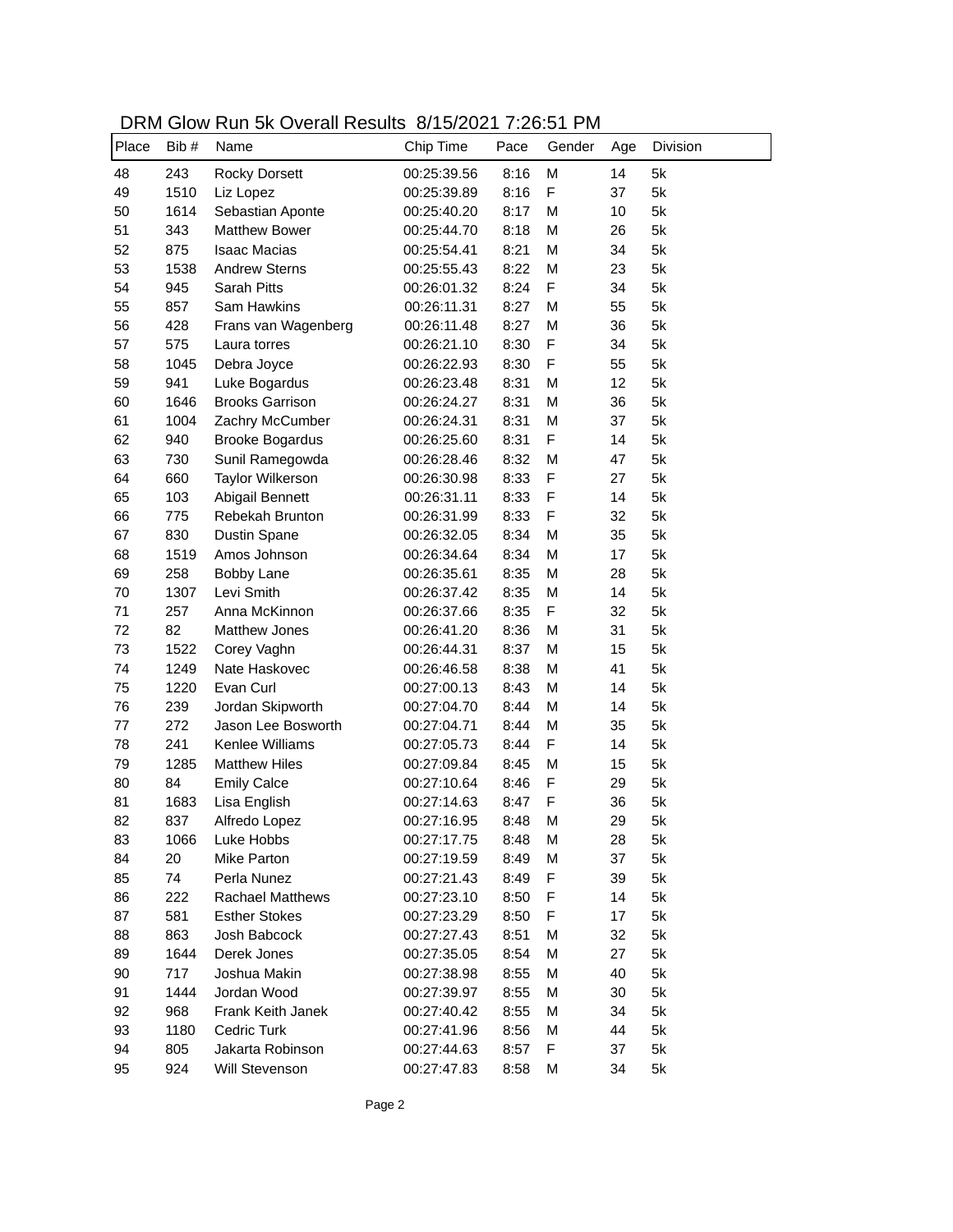# DRM Glow Run 5k Overall Results 8/15/2021 7:26:51 PM

| Place | Bib # | Name | Chip Time | Pace | Gender | Age | Division |
|---|---|---|---|---|---|---|---|
| 48 | 243 | Rocky Dorsett | 00:25:39.56 | 8:16 | M | 14 | 5k |
| 49 | 1510 | Liz Lopez | 00:25:39.89 | 8:16 | F | 37 | 5k |
| 50 | 1614 | Sebastian Aponte | 00:25:40.20 | 8:17 | M | 10 | 5k |
| 51 | 343 | Matthew Bower | 00:25:44.70 | 8:18 | M | 26 | 5k |
| 52 | 875 | Isaac Macias | 00:25:54.41 | 8:21 | M | 34 | 5k |
| 53 | 1538 | Andrew Sterns | 00:25:55.43 | 8:22 | M | 23 | 5k |
| 54 | 945 | Sarah Pitts | 00:26:01.32 | 8:24 | F | 34 | 5k |
| 55 | 857 | Sam Hawkins | 00:26:11.31 | 8:27 | M | 55 | 5k |
| 56 | 428 | Frans van Wagenberg | 00:26:11.48 | 8:27 | M | 36 | 5k |
| 57 | 575 | Laura torres | 00:26:21.10 | 8:30 | F | 34 | 5k |
| 58 | 1045 | Debra Joyce | 00:26:22.93 | 8:30 | F | 55 | 5k |
| 59 | 941 | Luke Bogardus | 00:26:23.48 | 8:31 | M | 12 | 5k |
| 60 | 1646 | Brooks Garrison | 00:26:24.27 | 8:31 | M | 36 | 5k |
| 61 | 1004 | Zachry McCumber | 00:26:24.31 | 8:31 | M | 37 | 5k |
| 62 | 940 | Brooke Bogardus | 00:26:25.60 | 8:31 | F | 14 | 5k |
| 63 | 730 | Sunil Ramegowda | 00:26:28.46 | 8:32 | M | 47 | 5k |
| 64 | 660 | Taylor Wilkerson | 00:26:30.98 | 8:33 | F | 27 | 5k |
| 65 | 103 | Abigail Bennett | 00:26:31.11 | 8:33 | F | 14 | 5k |
| 66 | 775 | Rebekah Brunton | 00:26:31.99 | 8:33 | F | 32 | 5k |
| 67 | 830 | Dustin Spane | 00:26:32.05 | 8:34 | M | 35 | 5k |
| 68 | 1519 | Amos Johnson | 00:26:34.64 | 8:34 | M | 17 | 5k |
| 69 | 258 | Bobby Lane | 00:26:35.61 | 8:35 | M | 28 | 5k |
| 70 | 1307 | Levi Smith | 00:26:37.42 | 8:35 | M | 14 | 5k |
| 71 | 257 | Anna McKinnon | 00:26:37.66 | 8:35 | F | 32 | 5k |
| 72 | 82 | Matthew Jones | 00:26:41.20 | 8:36 | M | 31 | 5k |
| 73 | 1522 | Corey Vaghn | 00:26:44.31 | 8:37 | M | 15 | 5k |
| 74 | 1249 | Nate Haskovec | 00:26:46.58 | 8:38 | M | 41 | 5k |
| 75 | 1220 | Evan Curl | 00:27:00.13 | 8:43 | M | 14 | 5k |
| 76 | 239 | Jordan Skipworth | 00:27:04.70 | 8:44 | M | 14 | 5k |
| 77 | 272 | Jason Lee Bosworth | 00:27:04.71 | 8:44 | M | 35 | 5k |
| 78 | 241 | Kenlee Williams | 00:27:05.73 | 8:44 | F | 14 | 5k |
| 79 | 1285 | Matthew Hiles | 00:27:09.84 | 8:45 | M | 15 | 5k |
| 80 | 84 | Emily Calce | 00:27:10.64 | 8:46 | F | 29 | 5k |
| 81 | 1683 | Lisa English | 00:27:14.63 | 8:47 | F | 36 | 5k |
| 82 | 837 | Alfredo Lopez | 00:27:16.95 | 8:48 | M | 29 | 5k |
| 83 | 1066 | Luke Hobbs | 00:27:17.75 | 8:48 | M | 28 | 5k |
| 84 | 20 | Mike Parton | 00:27:19.59 | 8:49 | M | 37 | 5k |
| 85 | 74 | Perla Nunez | 00:27:21.43 | 8:49 | F | 39 | 5k |
| 86 | 222 | Rachael Matthews | 00:27:23.10 | 8:50 | F | 14 | 5k |
| 87 | 581 | Esther Stokes | 00:27:23.29 | 8:50 | F | 17 | 5k |
| 88 | 863 | Josh Babcock | 00:27:27.43 | 8:51 | M | 32 | 5k |
| 89 | 1644 | Derek Jones | 00:27:35.05 | 8:54 | M | 27 | 5k |
| 90 | 717 | Joshua Makin | 00:27:38.98 | 8:55 | M | 40 | 5k |
| 91 | 1444 | Jordan Wood | 00:27:39.97 | 8:55 | M | 30 | 5k |
| 92 | 968 | Frank Keith Janek | 00:27:40.42 | 8:55 | M | 34 | 5k |
| 93 | 1180 | Cedric Turk | 00:27:41.96 | 8:56 | M | 44 | 5k |
| 94 | 805 | Jakarta Robinson | 00:27:44.63 | 8:57 | F | 37 | 5k |
| 95 | 924 | Will Stevenson | 00:27:47.83 | 8:58 | M | 34 | 5k |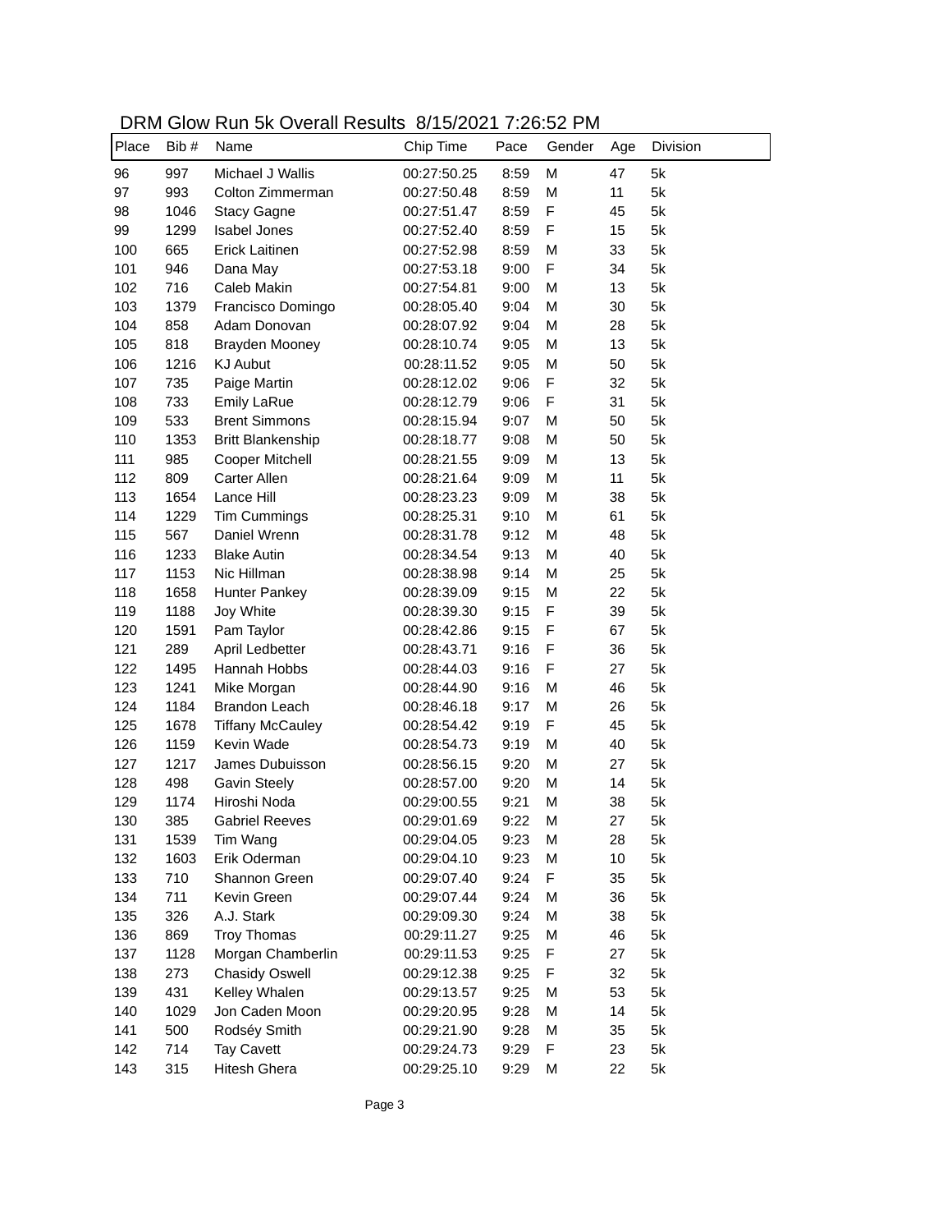DRM Glow Run 5k Overall Results 8/15/2021 7:26:52 PM

| Place | Bib # | Name | Chip Time | Pace | Gender | Age | Division |
|---|---|---|---|---|---|---|---|
| 96 | 997 | Michael J Wallis | 00:27:50.25 | 8:59 | M | 47 | 5k |
| 97 | 993 | Colton Zimmerman | 00:27:50.48 | 8:59 | M | 11 | 5k |
| 98 | 1046 | Stacy Gagne | 00:27:51.47 | 8:59 | F | 45 | 5k |
| 99 | 1299 | Isabel Jones | 00:27:52.40 | 8:59 | F | 15 | 5k |
| 100 | 665 | Erick Laitinen | 00:27:52.98 | 8:59 | M | 33 | 5k |
| 101 | 946 | Dana May | 00:27:53.18 | 9:00 | F | 34 | 5k |
| 102 | 716 | Caleb Makin | 00:27:54.81 | 9:00 | M | 13 | 5k |
| 103 | 1379 | Francisco Domingo | 00:28:05.40 | 9:04 | M | 30 | 5k |
| 104 | 858 | Adam Donovan | 00:28:07.92 | 9:04 | M | 28 | 5k |
| 105 | 818 | Brayden Mooney | 00:28:10.74 | 9:05 | M | 13 | 5k |
| 106 | 1216 | KJ Aubut | 00:28:11.52 | 9:05 | M | 50 | 5k |
| 107 | 735 | Paige Martin | 00:28:12.02 | 9:06 | F | 32 | 5k |
| 108 | 733 | Emily LaRue | 00:28:12.79 | 9:06 | F | 31 | 5k |
| 109 | 533 | Brent Simmons | 00:28:15.94 | 9:07 | M | 50 | 5k |
| 110 | 1353 | Britt Blankenship | 00:28:18.77 | 9:08 | M | 50 | 5k |
| 111 | 985 | Cooper Mitchell | 00:28:21.55 | 9:09 | M | 13 | 5k |
| 112 | 809 | Carter Allen | 00:28:21.64 | 9:09 | M | 11 | 5k |
| 113 | 1654 | Lance Hill | 00:28:23.23 | 9:09 | M | 38 | 5k |
| 114 | 1229 | Tim Cummings | 00:28:25.31 | 9:10 | M | 61 | 5k |
| 115 | 567 | Daniel Wrenn | 00:28:31.78 | 9:12 | M | 48 | 5k |
| 116 | 1233 | Blake Autin | 00:28:34.54 | 9:13 | M | 40 | 5k |
| 117 | 1153 | Nic Hillman | 00:28:38.98 | 9:14 | M | 25 | 5k |
| 118 | 1658 | Hunter Pankey | 00:28:39.09 | 9:15 | M | 22 | 5k |
| 119 | 1188 | Joy White | 00:28:39.30 | 9:15 | F | 39 | 5k |
| 120 | 1591 | Pam Taylor | 00:28:42.86 | 9:15 | F | 67 | 5k |
| 121 | 289 | April Ledbetter | 00:28:43.71 | 9:16 | F | 36 | 5k |
| 122 | 1495 | Hannah Hobbs | 00:28:44.03 | 9:16 | F | 27 | 5k |
| 123 | 1241 | Mike Morgan | 00:28:44.90 | 9:16 | M | 46 | 5k |
| 124 | 1184 | Brandon Leach | 00:28:46.18 | 9:17 | M | 26 | 5k |
| 125 | 1678 | Tiffany McCauley | 00:28:54.42 | 9:19 | F | 45 | 5k |
| 126 | 1159 | Kevin Wade | 00:28:54.73 | 9:19 | M | 40 | 5k |
| 127 | 1217 | James Dubuisson | 00:28:56.15 | 9:20 | M | 27 | 5k |
| 128 | 498 | Gavin Steely | 00:28:57.00 | 9:20 | M | 14 | 5k |
| 129 | 1174 | Hiroshi Noda | 00:29:00.55 | 9:21 | M | 38 | 5k |
| 130 | 385 | Gabriel Reeves | 00:29:01.69 | 9:22 | M | 27 | 5k |
| 131 | 1539 | Tim Wang | 00:29:04.05 | 9:23 | M | 28 | 5k |
| 132 | 1603 | Erik Oderman | 00:29:04.10 | 9:23 | M | 10 | 5k |
| 133 | 710 | Shannon Green | 00:29:07.40 | 9:24 | F | 35 | 5k |
| 134 | 711 | Kevin Green | 00:29:07.44 | 9:24 | M | 36 | 5k |
| 135 | 326 | A.J. Stark | 00:29:09.30 | 9:24 | M | 38 | 5k |
| 136 | 869 | Troy Thomas | 00:29:11.27 | 9:25 | M | 46 | 5k |
| 137 | 1128 | Morgan Chamberlin | 00:29:11.53 | 9:25 | F | 27 | 5k |
| 138 | 273 | Chasidy Oswell | 00:29:12.38 | 9:25 | F | 32 | 5k |
| 139 | 431 | Kelley Whalen | 00:29:13.57 | 9:25 | M | 53 | 5k |
| 140 | 1029 | Jon Caden Moon | 00:29:20.95 | 9:28 | M | 14 | 5k |
| 141 | 500 | Rodséy Smith | 00:29:21.90 | 9:28 | M | 35 | 5k |
| 142 | 714 | Tay Cavett | 00:29:24.73 | 9:29 | F | 23 | 5k |
| 143 | 315 | Hitesh Ghera | 00:29:25.10 | 9:29 | M | 22 | 5k |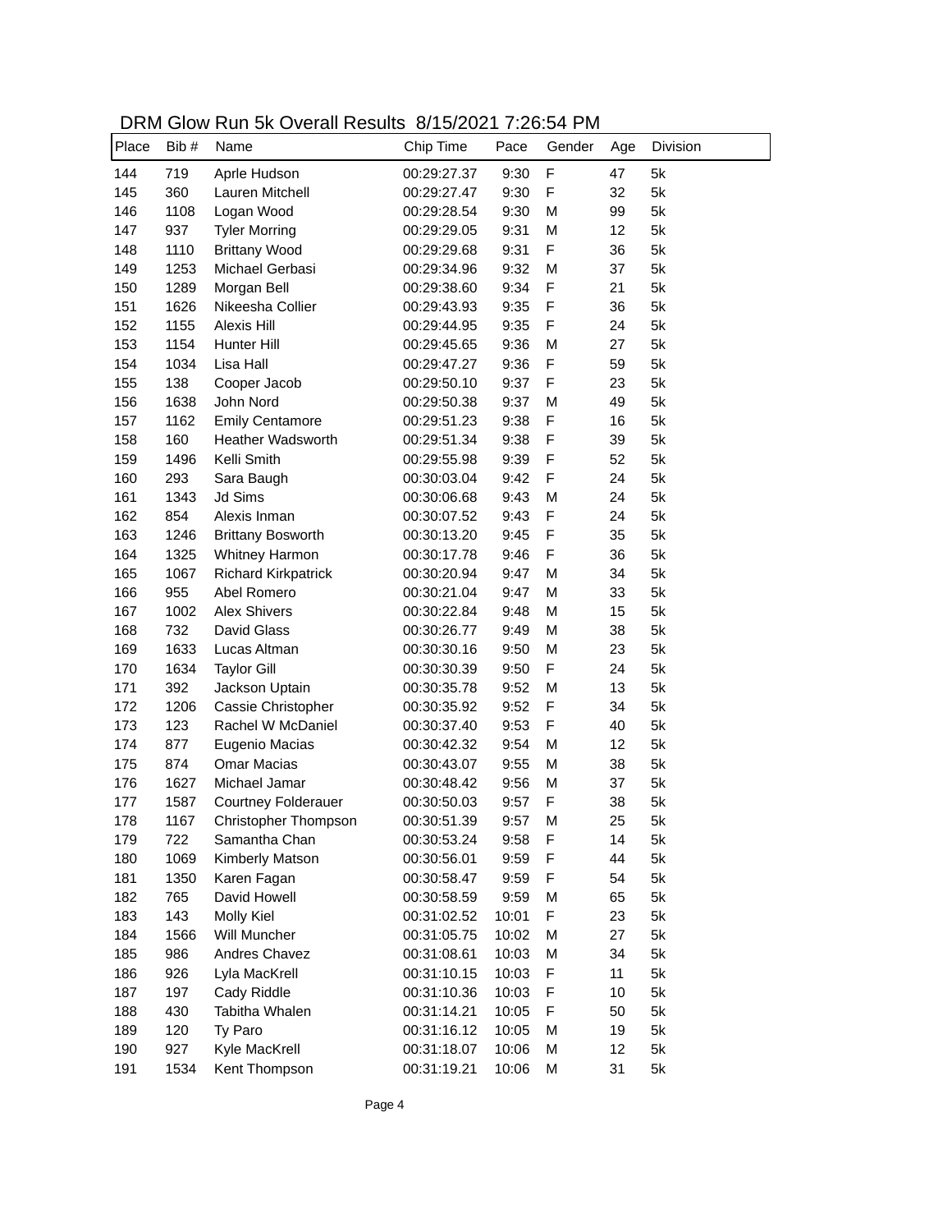DRM Glow Run 5k Overall Results 8/15/2021 7:26:54 PM

| Place | Bib # | Name | Chip Time | Pace | Gender | Age | Division |
|---|---|---|---|---|---|---|---|
| 144 | 719 | Aprle Hudson | 00:29:27.37 | 9:30 | F | 47 | 5k |
| 145 | 360 | Lauren Mitchell | 00:29:27.47 | 9:30 | F | 32 | 5k |
| 146 | 1108 | Logan Wood | 00:29:28.54 | 9:30 | M | 99 | 5k |
| 147 | 937 | Tyler Morring | 00:29:29.05 | 9:31 | M | 12 | 5k |
| 148 | 1110 | Brittany Wood | 00:29:29.68 | 9:31 | F | 36 | 5k |
| 149 | 1253 | Michael Gerbasi | 00:29:34.96 | 9:32 | M | 37 | 5k |
| 150 | 1289 | Morgan Bell | 00:29:38.60 | 9:34 | F | 21 | 5k |
| 151 | 1626 | Nikeesha Collier | 00:29:43.93 | 9:35 | F | 36 | 5k |
| 152 | 1155 | Alexis Hill | 00:29:44.95 | 9:35 | F | 24 | 5k |
| 153 | 1154 | Hunter Hill | 00:29:45.65 | 9:36 | M | 27 | 5k |
| 154 | 1034 | Lisa Hall | 00:29:47.27 | 9:36 | F | 59 | 5k |
| 155 | 138 | Cooper Jacob | 00:29:50.10 | 9:37 | F | 23 | 5k |
| 156 | 1638 | John Nord | 00:29:50.38 | 9:37 | M | 49 | 5k |
| 157 | 1162 | Emily Centamore | 00:29:51.23 | 9:38 | F | 16 | 5k |
| 158 | 160 | Heather Wadsworth | 00:29:51.34 | 9:38 | F | 39 | 5k |
| 159 | 1496 | Kelli Smith | 00:29:55.98 | 9:39 | F | 52 | 5k |
| 160 | 293 | Sara Baugh | 00:30:03.04 | 9:42 | F | 24 | 5k |
| 161 | 1343 | Jd Sims | 00:30:06.68 | 9:43 | M | 24 | 5k |
| 162 | 854 | Alexis Inman | 00:30:07.52 | 9:43 | F | 24 | 5k |
| 163 | 1246 | Brittany Bosworth | 00:30:13.20 | 9:45 | F | 35 | 5k |
| 164 | 1325 | Whitney Harmon | 00:30:17.78 | 9:46 | F | 36 | 5k |
| 165 | 1067 | Richard Kirkpatrick | 00:30:20.94 | 9:47 | M | 34 | 5k |
| 166 | 955 | Abel Romero | 00:30:21.04 | 9:47 | M | 33 | 5k |
| 167 | 1002 | Alex Shivers | 00:30:22.84 | 9:48 | M | 15 | 5k |
| 168 | 732 | David Glass | 00:30:26.77 | 9:49 | M | 38 | 5k |
| 169 | 1633 | Lucas Altman | 00:30:30.16 | 9:50 | M | 23 | 5k |
| 170 | 1634 | Taylor Gill | 00:30:30.39 | 9:50 | F | 24 | 5k |
| 171 | 392 | Jackson Uptain | 00:30:35.78 | 9:52 | M | 13 | 5k |
| 172 | 1206 | Cassie Christopher | 00:30:35.92 | 9:52 | F | 34 | 5k |
| 173 | 123 | Rachel W McDaniel | 00:30:37.40 | 9:53 | F | 40 | 5k |
| 174 | 877 | Eugenio Macias | 00:30:42.32 | 9:54 | M | 12 | 5k |
| 175 | 874 | Omar Macias | 00:30:43.07 | 9:55 | M | 38 | 5k |
| 176 | 1627 | Michael Jamar | 00:30:48.42 | 9:56 | M | 37 | 5k |
| 177 | 1587 | Courtney Folderauer | 00:30:50.03 | 9:57 | F | 38 | 5k |
| 178 | 1167 | Christopher Thompson | 00:30:51.39 | 9:57 | M | 25 | 5k |
| 179 | 722 | Samantha Chan | 00:30:53.24 | 9:58 | F | 14 | 5k |
| 180 | 1069 | Kimberly Matson | 00:30:56.01 | 9:59 | F | 44 | 5k |
| 181 | 1350 | Karen Fagan | 00:30:58.47 | 9:59 | F | 54 | 5k |
| 182 | 765 | David Howell | 00:30:58.59 | 9:59 | M | 65 | 5k |
| 183 | 143 | Molly Kiel | 00:31:02.52 | 10:01 | F | 23 | 5k |
| 184 | 1566 | Will Muncher | 00:31:05.75 | 10:02 | M | 27 | 5k |
| 185 | 986 | Andres Chavez | 00:31:08.61 | 10:03 | M | 34 | 5k |
| 186 | 926 | Lyla MacKrell | 00:31:10.15 | 10:03 | F | 11 | 5k |
| 187 | 197 | Cady Riddle | 00:31:10.36 | 10:03 | F | 10 | 5k |
| 188 | 430 | Tabitha Whalen | 00:31:14.21 | 10:05 | F | 50 | 5k |
| 189 | 120 | Ty Paro | 00:31:16.12 | 10:05 | M | 19 | 5k |
| 190 | 927 | Kyle MacKrell | 00:31:18.07 | 10:06 | M | 12 | 5k |
| 191 | 1534 | Kent Thompson | 00:31:19.21 | 10:06 | M | 31 | 5k |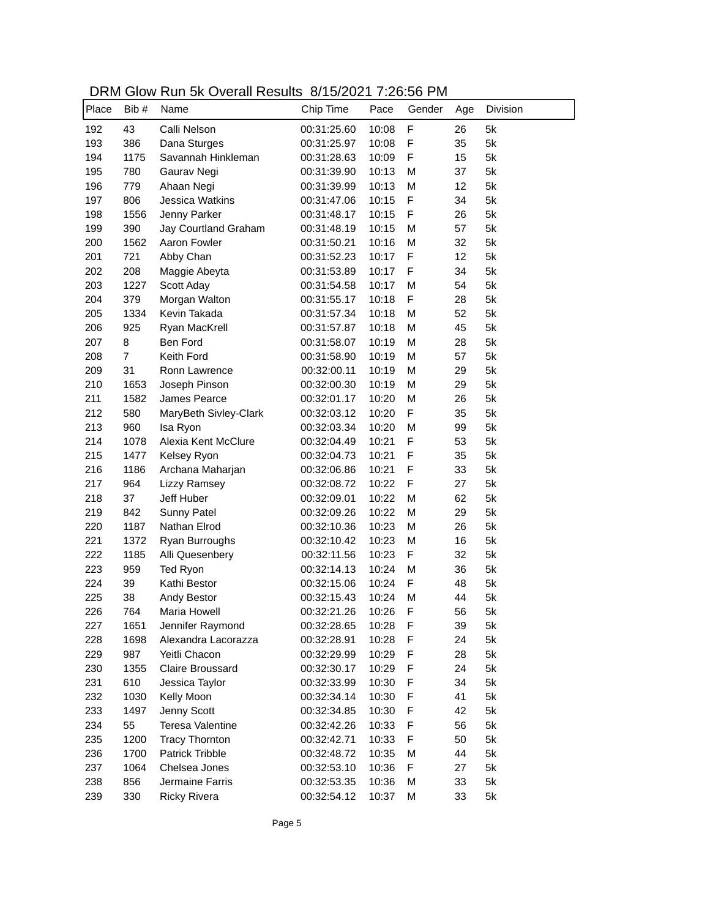DRM Glow Run 5k Overall Results 8/15/2021 7:26:56 PM

| Place | Bib # | Name | Chip Time | Pace | Gender | Age | Division |
|---|---|---|---|---|---|---|---|
| 192 | 43 | Calli Nelson | 00:31:25.60 | 10:08 | F | 26 | 5k |
| 193 | 386 | Dana Sturges | 00:31:25.97 | 10:08 | F | 35 | 5k |
| 194 | 1175 | Savannah Hinkleman | 00:31:28.63 | 10:09 | F | 15 | 5k |
| 195 | 780 | Gaurav Negi | 00:31:39.90 | 10:13 | M | 37 | 5k |
| 196 | 779 | Ahaan Negi | 00:31:39.99 | 10:13 | M | 12 | 5k |
| 197 | 806 | Jessica Watkins | 00:31:47.06 | 10:15 | F | 34 | 5k |
| 198 | 1556 | Jenny Parker | 00:31:48.17 | 10:15 | F | 26 | 5k |
| 199 | 390 | Jay Courtland Graham | 00:31:48.19 | 10:15 | M | 57 | 5k |
| 200 | 1562 | Aaron Fowler | 00:31:50.21 | 10:16 | M | 32 | 5k |
| 201 | 721 | Abby Chan | 00:31:52.23 | 10:17 | F | 12 | 5k |
| 202 | 208 | Maggie Abeyta | 00:31:53.89 | 10:17 | F | 34 | 5k |
| 203 | 1227 | Scott Aday | 00:31:54.58 | 10:17 | M | 54 | 5k |
| 204 | 379 | Morgan Walton | 00:31:55.17 | 10:18 | F | 28 | 5k |
| 205 | 1334 | Kevin Takada | 00:31:57.34 | 10:18 | M | 52 | 5k |
| 206 | 925 | Ryan MacKrell | 00:31:57.87 | 10:18 | M | 45 | 5k |
| 207 | 8 | Ben Ford | 00:31:58.07 | 10:19 | M | 28 | 5k |
| 208 | 7 | Keith Ford | 00:31:58.90 | 10:19 | M | 57 | 5k |
| 209 | 31 | Ronn Lawrence | 00:32:00.11 | 10:19 | M | 29 | 5k |
| 210 | 1653 | Joseph Pinson | 00:32:00.30 | 10:19 | M | 29 | 5k |
| 211 | 1582 | James Pearce | 00:32:01.17 | 10:20 | M | 26 | 5k |
| 212 | 580 | MaryBeth Sivley-Clark | 00:32:03.12 | 10:20 | F | 35 | 5k |
| 213 | 960 | Isa Ryon | 00:32:03.34 | 10:20 | M | 99 | 5k |
| 214 | 1078 | Alexia Kent McClure | 00:32:04.49 | 10:21 | F | 53 | 5k |
| 215 | 1477 | Kelsey Ryon | 00:32:04.73 | 10:21 | F | 35 | 5k |
| 216 | 1186 | Archana Maharjan | 00:32:06.86 | 10:21 | F | 33 | 5k |
| 217 | 964 | Lizzy Ramsey | 00:32:08.72 | 10:22 | F | 27 | 5k |
| 218 | 37 | Jeff Huber | 00:32:09.01 | 10:22 | M | 62 | 5k |
| 219 | 842 | Sunny Patel | 00:32:09.26 | 10:22 | M | 29 | 5k |
| 220 | 1187 | Nathan Elrod | 00:32:10.36 | 10:23 | M | 26 | 5k |
| 221 | 1372 | Ryan Burroughs | 00:32:10.42 | 10:23 | M | 16 | 5k |
| 222 | 1185 | Alli Quesenbery | 00:32:11.56 | 10:23 | F | 32 | 5k |
| 223 | 959 | Ted Ryon | 00:32:14.13 | 10:24 | M | 36 | 5k |
| 224 | 39 | Kathi Bestor | 00:32:15.06 | 10:24 | F | 48 | 5k |
| 225 | 38 | Andy Bestor | 00:32:15.43 | 10:24 | M | 44 | 5k |
| 226 | 764 | Maria Howell | 00:32:21.26 | 10:26 | F | 56 | 5k |
| 227 | 1651 | Jennifer Raymond | 00:32:28.65 | 10:28 | F | 39 | 5k |
| 228 | 1698 | Alexandra Lacorazza | 00:32:28.91 | 10:28 | F | 24 | 5k |
| 229 | 987 | Yeitli Chacon | 00:32:29.99 | 10:29 | F | 28 | 5k |
| 230 | 1355 | Claire Broussard | 00:32:30.17 | 10:29 | F | 24 | 5k |
| 231 | 610 | Jessica Taylor | 00:32:33.99 | 10:30 | F | 34 | 5k |
| 232 | 1030 | Kelly Moon | 00:32:34.14 | 10:30 | F | 41 | 5k |
| 233 | 1497 | Jenny Scott | 00:32:34.85 | 10:30 | F | 42 | 5k |
| 234 | 55 | Teresa Valentine | 00:32:42.26 | 10:33 | F | 56 | 5k |
| 235 | 1200 | Tracy Thornton | 00:32:42.71 | 10:33 | F | 50 | 5k |
| 236 | 1700 | Patrick Tribble | 00:32:48.72 | 10:35 | M | 44 | 5k |
| 237 | 1064 | Chelsea Jones | 00:32:53.10 | 10:36 | F | 27 | 5k |
| 238 | 856 | Jermaine Farris | 00:32:53.35 | 10:36 | M | 33 | 5k |
| 239 | 330 | Ricky Rivera | 00:32:54.12 | 10:37 | M | 33 | 5k |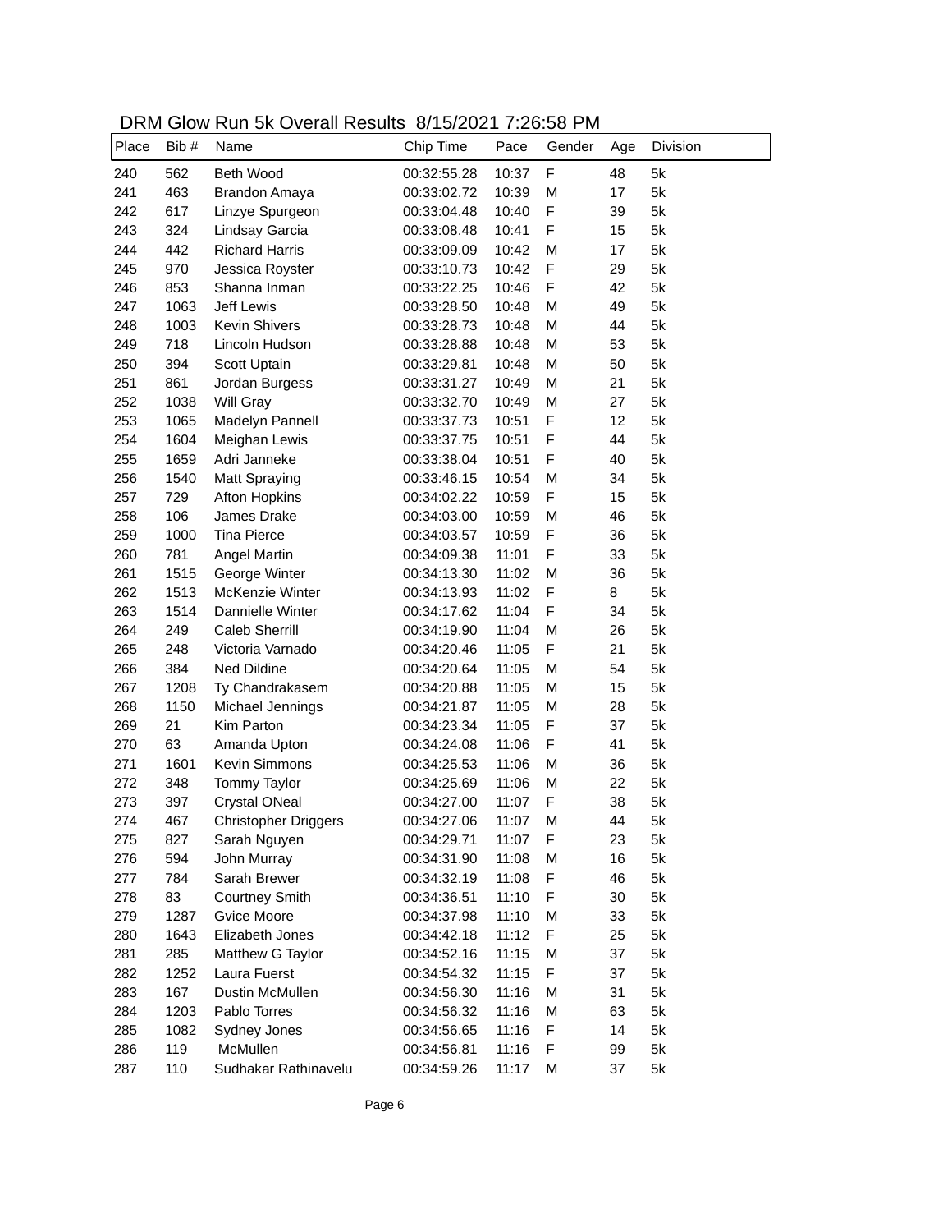# DRM Glow Run 5k Overall Results 8/15/2021 7:26:58 PM

| Place | Bib # | Name | Chip Time | Pace | Gender | Age | Division |
|---|---|---|---|---|---|---|---|
| 240 | 562 | Beth Wood | 00:32:55.28 | 10:37 | F | 48 | 5k |
| 241 | 463 | Brandon Amaya | 00:33:02.72 | 10:39 | M | 17 | 5k |
| 242 | 617 | Linzye Spurgeon | 00:33:04.48 | 10:40 | F | 39 | 5k |
| 243 | 324 | Lindsay Garcia | 00:33:08.48 | 10:41 | F | 15 | 5k |
| 244 | 442 | Richard Harris | 00:33:09.09 | 10:42 | M | 17 | 5k |
| 245 | 970 | Jessica Royster | 00:33:10.73 | 10:42 | F | 29 | 5k |
| 246 | 853 | Shanna Inman | 00:33:22.25 | 10:46 | F | 42 | 5k |
| 247 | 1063 | Jeff Lewis | 00:33:28.50 | 10:48 | M | 49 | 5k |
| 248 | 1003 | Kevin Shivers | 00:33:28.73 | 10:48 | M | 44 | 5k |
| 249 | 718 | Lincoln Hudson | 00:33:28.88 | 10:48 | M | 53 | 5k |
| 250 | 394 | Scott Uptain | 00:33:29.81 | 10:48 | M | 50 | 5k |
| 251 | 861 | Jordan Burgess | 00:33:31.27 | 10:49 | M | 21 | 5k |
| 252 | 1038 | Will Gray | 00:33:32.70 | 10:49 | M | 27 | 5k |
| 253 | 1065 | Madelyn Pannell | 00:33:37.73 | 10:51 | F | 12 | 5k |
| 254 | 1604 | Meighan Lewis | 00:33:37.75 | 10:51 | F | 44 | 5k |
| 255 | 1659 | Adri Janneke | 00:33:38.04 | 10:51 | F | 40 | 5k |
| 256 | 1540 | Matt Spraying | 00:33:46.15 | 10:54 | M | 34 | 5k |
| 257 | 729 | Afton Hopkins | 00:34:02.22 | 10:59 | F | 15 | 5k |
| 258 | 106 | James Drake | 00:34:03.00 | 10:59 | M | 46 | 5k |
| 259 | 1000 | Tina Pierce | 00:34:03.57 | 10:59 | F | 36 | 5k |
| 260 | 781 | Angel Martin | 00:34:09.38 | 11:01 | F | 33 | 5k |
| 261 | 1515 | George Winter | 00:34:13.30 | 11:02 | M | 36 | 5k |
| 262 | 1513 | McKenzie Winter | 00:34:13.93 | 11:02 | F | 8 | 5k |
| 263 | 1514 | Dannielle Winter | 00:34:17.62 | 11:04 | F | 34 | 5k |
| 264 | 249 | Caleb Sherrill | 00:34:19.90 | 11:04 | M | 26 | 5k |
| 265 | 248 | Victoria Varnado | 00:34:20.46 | 11:05 | F | 21 | 5k |
| 266 | 384 | Ned Dildine | 00:34:20.64 | 11:05 | M | 54 | 5k |
| 267 | 1208 | Ty Chandrakasem | 00:34:20.88 | 11:05 | M | 15 | 5k |
| 268 | 1150 | Michael Jennings | 00:34:21.87 | 11:05 | M | 28 | 5k |
| 269 | 21 | Kim Parton | 00:34:23.34 | 11:05 | F | 37 | 5k |
| 270 | 63 | Amanda Upton | 00:34:24.08 | 11:06 | F | 41 | 5k |
| 271 | 1601 | Kevin Simmons | 00:34:25.53 | 11:06 | M | 36 | 5k |
| 272 | 348 | Tommy Taylor | 00:34:25.69 | 11:06 | M | 22 | 5k |
| 273 | 397 | Crystal ONeal | 00:34:27.00 | 11:07 | F | 38 | 5k |
| 274 | 467 | Christopher Driggers | 00:34:27.06 | 11:07 | M | 44 | 5k |
| 275 | 827 | Sarah Nguyen | 00:34:29.71 | 11:07 | F | 23 | 5k |
| 276 | 594 | John Murray | 00:34:31.90 | 11:08 | M | 16 | 5k |
| 277 | 784 | Sarah Brewer | 00:34:32.19 | 11:08 | F | 46 | 5k |
| 278 | 83 | Courtney Smith | 00:34:36.51 | 11:10 | F | 30 | 5k |
| 279 | 1287 | Gvice Moore | 00:34:37.98 | 11:10 | M | 33 | 5k |
| 280 | 1643 | Elizabeth Jones | 00:34:42.18 | 11:12 | F | 25 | 5k |
| 281 | 285 | Matthew G Taylor | 00:34:52.16 | 11:15 | M | 37 | 5k |
| 282 | 1252 | Laura Fuerst | 00:34:54.32 | 11:15 | F | 37 | 5k |
| 283 | 167 | Dustin McMullen | 00:34:56.30 | 11:16 | M | 31 | 5k |
| 284 | 1203 | Pablo Torres | 00:34:56.32 | 11:16 | M | 63 | 5k |
| 285 | 1082 | Sydney Jones | 00:34:56.65 | 11:16 | F | 14 | 5k |
| 286 | 119 | McMullen | 00:34:56.81 | 11:16 | F | 99 | 5k |
| 287 | 110 | Sudhakar Rathinavelu | 00:34:59.26 | 11:17 | M | 37 | 5k |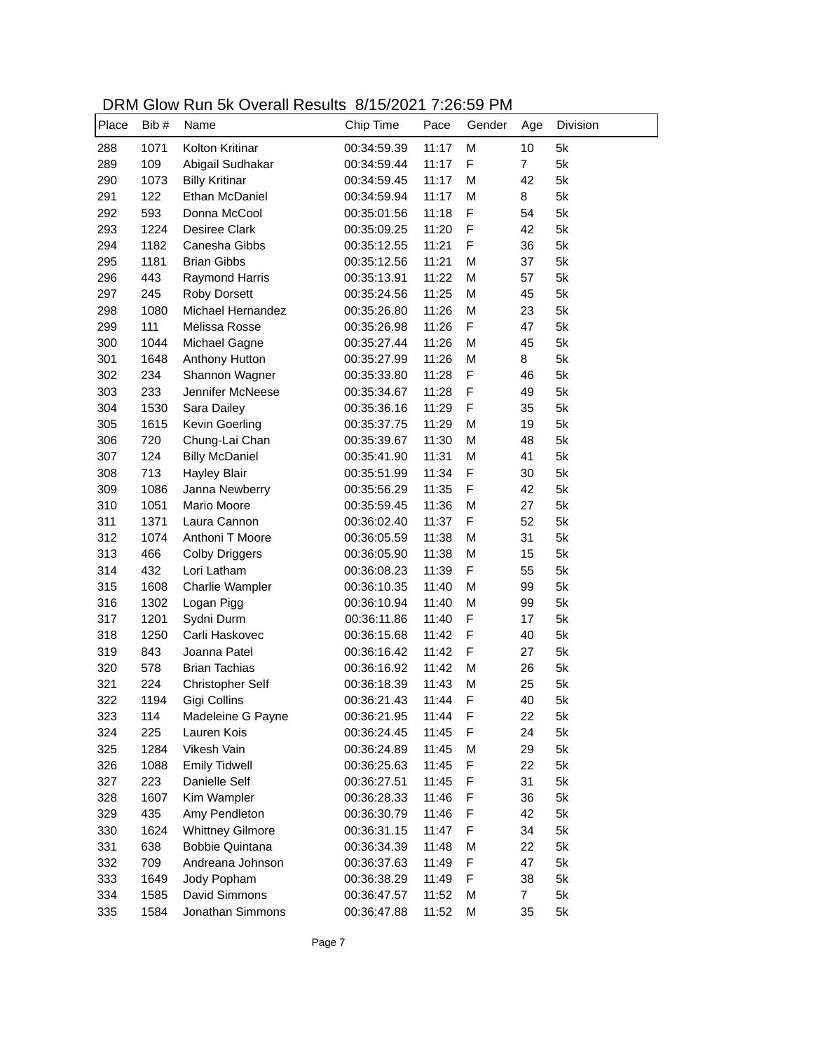DRM Glow Run 5k Overall Results 8/15/2021 7:26:59 PM

| Place | Bib # | Name | Chip Time | Pace | Gender | Age | Division |
|---|---|---|---|---|---|---|---|
| 288 | 1071 | Kolton Kritinar | 00:34:59.39 | 11:17 | M | 10 | 5k |
| 289 | 109 | Abigail Sudhakar | 00:34:59.44 | 11:17 | F | 7 | 5k |
| 290 | 1073 | Billy Kritinar | 00:34:59.45 | 11:17 | M | 42 | 5k |
| 291 | 122 | Ethan McDaniel | 00:34:59.94 | 11:17 | M | 8 | 5k |
| 292 | 593 | Donna McCool | 00:35:01.56 | 11:18 | F | 54 | 5k |
| 293 | 1224 | Desiree Clark | 00:35:09.25 | 11:20 | F | 42 | 5k |
| 294 | 1182 | Canesha Gibbs | 00:35:12.55 | 11:21 | F | 36 | 5k |
| 295 | 1181 | Brian Gibbs | 00:35:12.56 | 11:21 | M | 37 | 5k |
| 296 | 443 | Raymond Harris | 00:35:13.91 | 11:22 | M | 57 | 5k |
| 297 | 245 | Roby Dorsett | 00:35:24.56 | 11:25 | M | 45 | 5k |
| 298 | 1080 | Michael Hernandez | 00:35:26.80 | 11:26 | M | 23 | 5k |
| 299 | 111 | Melissa Rosse | 00:35:26.98 | 11:26 | F | 47 | 5k |
| 300 | 1044 | Michael Gagne | 00:35:27.44 | 11:26 | M | 45 | 5k |
| 301 | 1648 | Anthony Hutton | 00:35:27.99 | 11:26 | M | 8 | 5k |
| 302 | 234 | Shannon Wagner | 00:35:33.80 | 11:28 | F | 46 | 5k |
| 303 | 233 | Jennifer McNeese | 00:35:34.67 | 11:28 | F | 49 | 5k |
| 304 | 1530 | Sara Dailey | 00:35:36.16 | 11:29 | F | 35 | 5k |
| 305 | 1615 | Kevin Goerling | 00:35:37.75 | 11:29 | M | 19 | 5k |
| 306 | 720 | Chung-Lai Chan | 00:35:39.67 | 11:30 | M | 48 | 5k |
| 307 | 124 | Billy McDaniel | 00:35:41.90 | 11:31 | M | 41 | 5k |
| 308 | 713 | Hayley Blair | 00:35:51.99 | 11:34 | F | 30 | 5k |
| 309 | 1086 | Janna Newberry | 00:35:56.29 | 11:35 | F | 42 | 5k |
| 310 | 1051 | Mario Moore | 00:35:59.45 | 11:36 | M | 27 | 5k |
| 311 | 1371 | Laura Cannon | 00:36:02.40 | 11:37 | F | 52 | 5k |
| 312 | 1074 | Anthoni T Moore | 00:36:05.59 | 11:38 | M | 31 | 5k |
| 313 | 466 | Colby Driggers | 00:36:05.90 | 11:38 | M | 15 | 5k |
| 314 | 432 | Lori Latham | 00:36:08.23 | 11:39 | F | 55 | 5k |
| 315 | 1608 | Charlie Wampler | 00:36:10.35 | 11:40 | M | 99 | 5k |
| 316 | 1302 | Logan Pigg | 00:36:10.94 | 11:40 | M | 99 | 5k |
| 317 | 1201 | Sydni Durm | 00:36:11.86 | 11:40 | F | 17 | 5k |
| 318 | 1250 | Carli Haskovec | 00:36:15.68 | 11:42 | F | 40 | 5k |
| 319 | 843 | Joanna Patel | 00:36:16.42 | 11:42 | F | 27 | 5k |
| 320 | 578 | Brian Tachias | 00:36:16.92 | 11:42 | M | 26 | 5k |
| 321 | 224 | Christopher Self | 00:36:18.39 | 11:43 | M | 25 | 5k |
| 322 | 1194 | Gigi Collins | 00:36:21.43 | 11:44 | F | 40 | 5k |
| 323 | 114 | Madeleine G Payne | 00:36:21.95 | 11:44 | F | 22 | 5k |
| 324 | 225 | Lauren Kois | 00:36:24.45 | 11:45 | F | 24 | 5k |
| 325 | 1284 | Vikesh Vain | 00:36:24.89 | 11:45 | M | 29 | 5k |
| 326 | 1088 | Emily Tidwell | 00:36:25.63 | 11:45 | F | 22 | 5k |
| 327 | 223 | Danielle Self | 00:36:27.51 | 11:45 | F | 31 | 5k |
| 328 | 1607 | Kim Wampler | 00:36:28.33 | 11:46 | F | 36 | 5k |
| 329 | 435 | Amy Pendleton | 00:36:30.79 | 11:46 | F | 42 | 5k |
| 330 | 1624 | Whittney Gilmore | 00:36:31.15 | 11:47 | F | 34 | 5k |
| 331 | 638 | Bobbie Quintana | 00:36:34.39 | 11:48 | M | 22 | 5k |
| 332 | 709 | Andreana Johnson | 00:36:37.63 | 11:49 | F | 47 | 5k |
| 333 | 1649 | Jody Popham | 00:36:38.29 | 11:49 | F | 38 | 5k |
| 334 | 1585 | David Simmons | 00:36:47.57 | 11:52 | M | 7 | 5k |
| 335 | 1584 | Jonathan Simmons | 00:36:47.88 | 11:52 | M | 35 | 5k |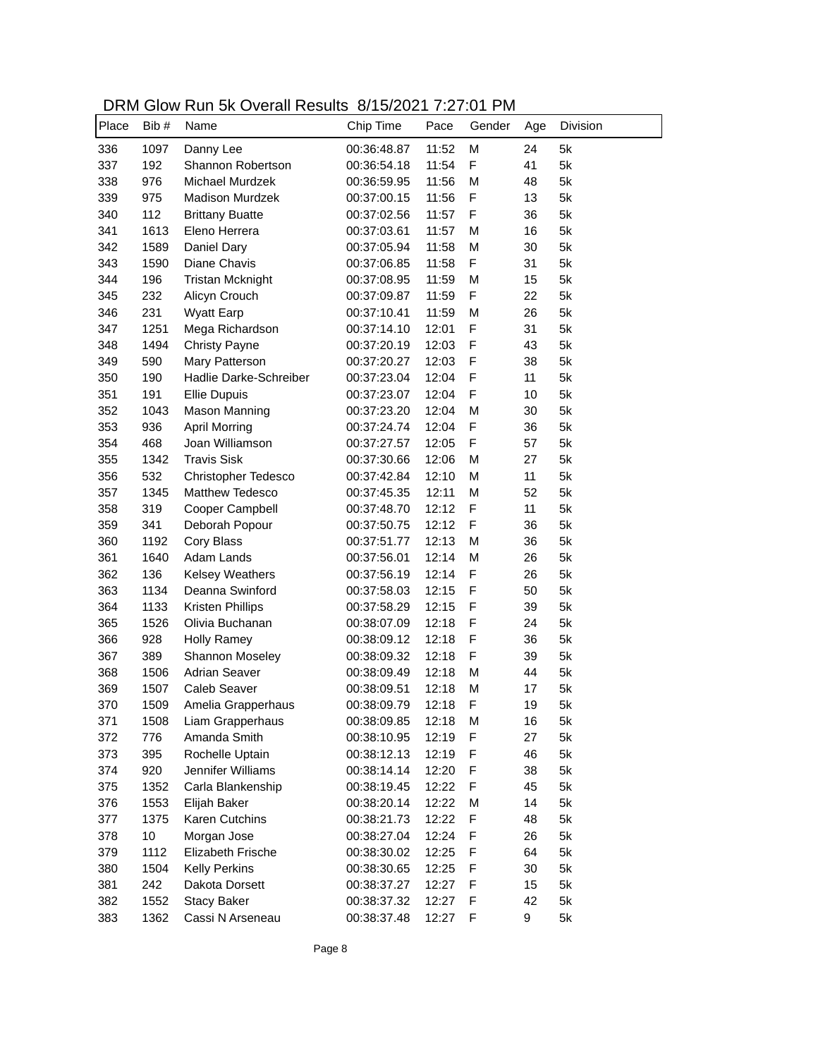DRM Glow Run 5k Overall Results 8/15/2021 7:27:01 PM

| Place | Bib # | Name | Chip Time | Pace | Gender | Age | Division |
|---|---|---|---|---|---|---|---|
| 336 | 1097 | Danny Lee | 00:36:48.87 | 11:52 | M | 24 | 5k |
| 337 | 192 | Shannon Robertson | 00:36:54.18 | 11:54 | F | 41 | 5k |
| 338 | 976 | Michael Murdzek | 00:36:59.95 | 11:56 | M | 48 | 5k |
| 339 | 975 | Madison Murdzek | 00:37:00.15 | 11:56 | F | 13 | 5k |
| 340 | 112 | Brittany Buatte | 00:37:02.56 | 11:57 | F | 36 | 5k |
| 341 | 1613 | Eleno Herrera | 00:37:03.61 | 11:57 | M | 16 | 5k |
| 342 | 1589 | Daniel Dary | 00:37:05.94 | 11:58 | M | 30 | 5k |
| 343 | 1590 | Diane Chavis | 00:37:06.85 | 11:58 | F | 31 | 5k |
| 344 | 196 | Tristan Mcknight | 00:37:08.95 | 11:59 | M | 15 | 5k |
| 345 | 232 | Alicyn Crouch | 00:37:09.87 | 11:59 | F | 22 | 5k |
| 346 | 231 | Wyatt Earp | 00:37:10.41 | 11:59 | M | 26 | 5k |
| 347 | 1251 | Mega Richardson | 00:37:14.10 | 12:01 | F | 31 | 5k |
| 348 | 1494 | Christy Payne | 00:37:20.19 | 12:03 | F | 43 | 5k |
| 349 | 590 | Mary Patterson | 00:37:20.27 | 12:03 | F | 38 | 5k |
| 350 | 190 | Hadlie Darke-Schreiber | 00:37:23.04 | 12:04 | F | 11 | 5k |
| 351 | 191 | Ellie Dupuis | 00:37:23.07 | 12:04 | F | 10 | 5k |
| 352 | 1043 | Mason Manning | 00:37:23.20 | 12:04 | M | 30 | 5k |
| 353 | 936 | April Morring | 00:37:24.74 | 12:04 | F | 36 | 5k |
| 354 | 468 | Joan Williamson | 00:37:27.57 | 12:05 | F | 57 | 5k |
| 355 | 1342 | Travis Sisk | 00:37:30.66 | 12:06 | M | 27 | 5k |
| 356 | 532 | Christopher Tedesco | 00:37:42.84 | 12:10 | M | 11 | 5k |
| 357 | 1345 | Matthew Tedesco | 00:37:45.35 | 12:11 | M | 52 | 5k |
| 358 | 319 | Cooper Campbell | 00:37:48.70 | 12:12 | F | 11 | 5k |
| 359 | 341 | Deborah Popour | 00:37:50.75 | 12:12 | F | 36 | 5k |
| 360 | 1192 | Cory Blass | 00:37:51.77 | 12:13 | M | 36 | 5k |
| 361 | 1640 | Adam Lands | 00:37:56.01 | 12:14 | M | 26 | 5k |
| 362 | 136 | Kelsey Weathers | 00:37:56.19 | 12:14 | F | 26 | 5k |
| 363 | 1134 | Deanna Swinford | 00:37:58.03 | 12:15 | F | 50 | 5k |
| 364 | 1133 | Kristen Phillips | 00:37:58.29 | 12:15 | F | 39 | 5k |
| 365 | 1526 | Olivia Buchanan | 00:38:07.09 | 12:18 | F | 24 | 5k |
| 366 | 928 | Holly Ramey | 00:38:09.12 | 12:18 | F | 36 | 5k |
| 367 | 389 | Shannon Moseley | 00:38:09.32 | 12:18 | F | 39 | 5k |
| 368 | 1506 | Adrian Seaver | 00:38:09.49 | 12:18 | M | 44 | 5k |
| 369 | 1507 | Caleb Seaver | 00:38:09.51 | 12:18 | M | 17 | 5k |
| 370 | 1509 | Amelia Grapperhaus | 00:38:09.79 | 12:18 | F | 19 | 5k |
| 371 | 1508 | Liam Grapperhaus | 00:38:09.85 | 12:18 | M | 16 | 5k |
| 372 | 776 | Amanda Smith | 00:38:10.95 | 12:19 | F | 27 | 5k |
| 373 | 395 | Rochelle Uptain | 00:38:12.13 | 12:19 | F | 46 | 5k |
| 374 | 920 | Jennifer Williams | 00:38:14.14 | 12:20 | F | 38 | 5k |
| 375 | 1352 | Carla Blankenship | 00:38:19.45 | 12:22 | F | 45 | 5k |
| 376 | 1553 | Elijah Baker | 00:38:20.14 | 12:22 | M | 14 | 5k |
| 377 | 1375 | Karen Cutchins | 00:38:21.73 | 12:22 | F | 48 | 5k |
| 378 | 10 | Morgan Jose | 00:38:27.04 | 12:24 | F | 26 | 5k |
| 379 | 1112 | Elizabeth Frische | 00:38:30.02 | 12:25 | F | 64 | 5k |
| 380 | 1504 | Kelly Perkins | 00:38:30.65 | 12:25 | F | 30 | 5k |
| 381 | 242 | Dakota Dorsett | 00:38:37.27 | 12:27 | F | 15 | 5k |
| 382 | 1552 | Stacy Baker | 00:38:37.32 | 12:27 | F | 42 | 5k |
| 383 | 1362 | Cassi N Arseneau | 00:38:37.48 | 12:27 | F | 9 | 5k |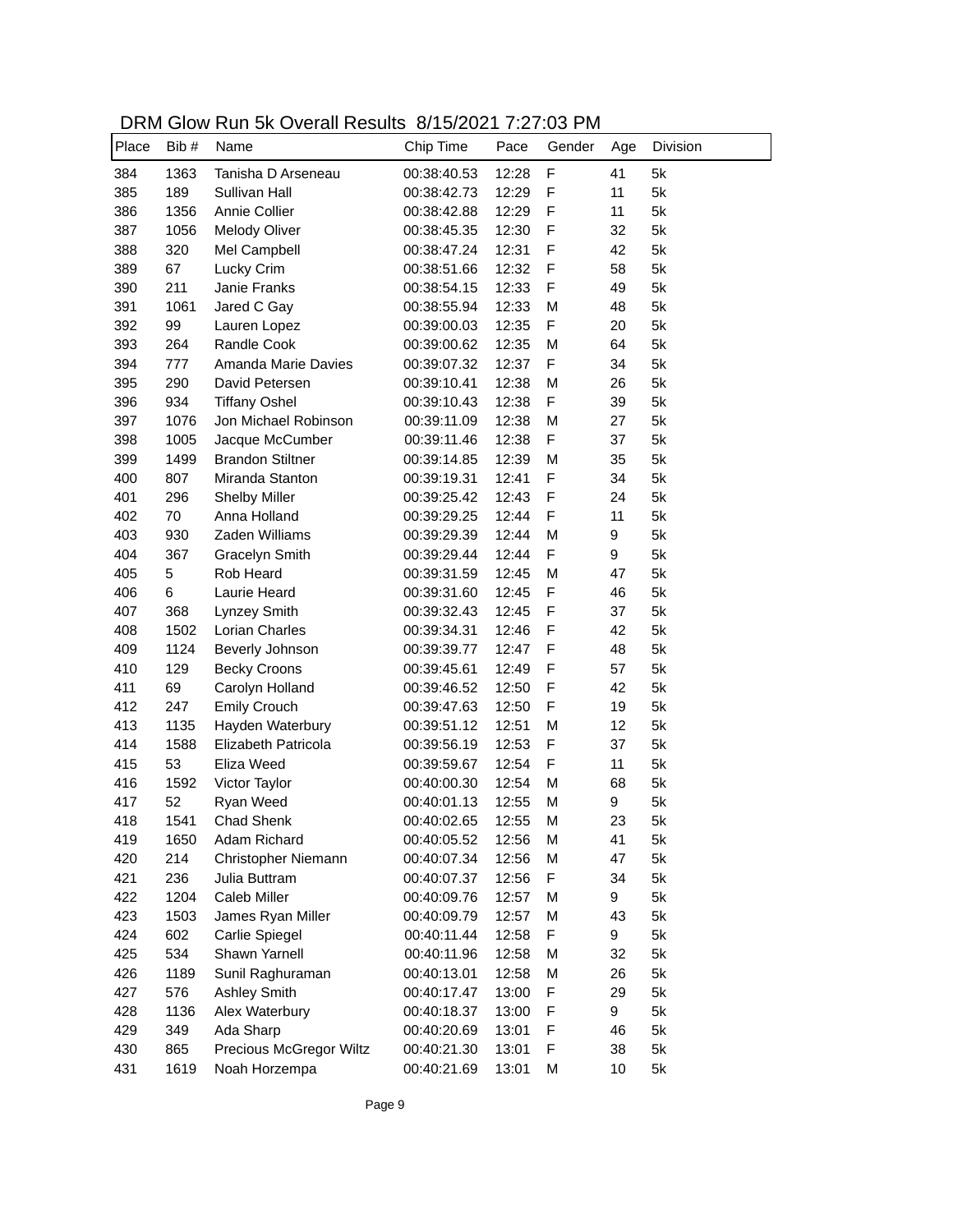DRM Glow Run 5k Overall Results 8/15/2021 7:27:03 PM

| Place | Bib # | Name | Chip Time | Pace | Gender | Age | Division |
|---|---|---|---|---|---|---|---|
| 384 | 1363 | Tanisha D Arseneau | 00:38:40.53 | 12:28 | F | 41 | 5k |
| 385 | 189 | Sullivan Hall | 00:38:42.73 | 12:29 | F | 11 | 5k |
| 386 | 1356 | Annie Collier | 00:38:42.88 | 12:29 | F | 11 | 5k |
| 387 | 1056 | Melody Oliver | 00:38:45.35 | 12:30 | F | 32 | 5k |
| 388 | 320 | Mel Campbell | 00:38:47.24 | 12:31 | F | 42 | 5k |
| 389 | 67 | Lucky Crim | 00:38:51.66 | 12:32 | F | 58 | 5k |
| 390 | 211 | Janie Franks | 00:38:54.15 | 12:33 | F | 49 | 5k |
| 391 | 1061 | Jared C Gay | 00:38:55.94 | 12:33 | M | 48 | 5k |
| 392 | 99 | Lauren Lopez | 00:39:00.03 | 12:35 | F | 20 | 5k |
| 393 | 264 | Randle Cook | 00:39:00.62 | 12:35 | M | 64 | 5k |
| 394 | 777 | Amanda Marie Davies | 00:39:07.32 | 12:37 | F | 34 | 5k |
| 395 | 290 | David Petersen | 00:39:10.41 | 12:38 | M | 26 | 5k |
| 396 | 934 | Tiffany Oshel | 00:39:10.43 | 12:38 | F | 39 | 5k |
| 397 | 1076 | Jon Michael Robinson | 00:39:11.09 | 12:38 | M | 27 | 5k |
| 398 | 1005 | Jacque McCumber | 00:39:11.46 | 12:38 | F | 37 | 5k |
| 399 | 1499 | Brandon Stiltner | 00:39:14.85 | 12:39 | M | 35 | 5k |
| 400 | 807 | Miranda Stanton | 00:39:19.31 | 12:41 | F | 34 | 5k |
| 401 | 296 | Shelby Miller | 00:39:25.42 | 12:43 | F | 24 | 5k |
| 402 | 70 | Anna Holland | 00:39:29.25 | 12:44 | F | 11 | 5k |
| 403 | 930 | Zaden Williams | 00:39:29.39 | 12:44 | M | 9 | 5k |
| 404 | 367 | Gracelyn Smith | 00:39:29.44 | 12:44 | F | 9 | 5k |
| 405 | 5 | Rob Heard | 00:39:31.59 | 12:45 | M | 47 | 5k |
| 406 | 6 | Laurie Heard | 00:39:31.60 | 12:45 | F | 46 | 5k |
| 407 | 368 | Lynzey Smith | 00:39:32.43 | 12:45 | F | 37 | 5k |
| 408 | 1502 | Lorian Charles | 00:39:34.31 | 12:46 | F | 42 | 5k |
| 409 | 1124 | Beverly Johnson | 00:39:39.77 | 12:47 | F | 48 | 5k |
| 410 | 129 | Becky Croons | 00:39:45.61 | 12:49 | F | 57 | 5k |
| 411 | 69 | Carolyn Holland | 00:39:46.52 | 12:50 | F | 42 | 5k |
| 412 | 247 | Emily Crouch | 00:39:47.63 | 12:50 | F | 19 | 5k |
| 413 | 1135 | Hayden Waterbury | 00:39:51.12 | 12:51 | M | 12 | 5k |
| 414 | 1588 | Elizabeth Patricola | 00:39:56.19 | 12:53 | F | 37 | 5k |
| 415 | 53 | Eliza Weed | 00:39:59.67 | 12:54 | F | 11 | 5k |
| 416 | 1592 | Victor Taylor | 00:40:00.30 | 12:54 | M | 68 | 5k |
| 417 | 52 | Ryan Weed | 00:40:01.13 | 12:55 | M | 9 | 5k |
| 418 | 1541 | Chad Shenk | 00:40:02.65 | 12:55 | M | 23 | 5k |
| 419 | 1650 | Adam Richard | 00:40:05.52 | 12:56 | M | 41 | 5k |
| 420 | 214 | Christopher Niemann | 00:40:07.34 | 12:56 | M | 47 | 5k |
| 421 | 236 | Julia Buttram | 00:40:07.37 | 12:56 | F | 34 | 5k |
| 422 | 1204 | Caleb Miller | 00:40:09.76 | 12:57 | M | 9 | 5k |
| 423 | 1503 | James Ryan Miller | 00:40:09.79 | 12:57 | M | 43 | 5k |
| 424 | 602 | Carlie Spiegel | 00:40:11.44 | 12:58 | F | 9 | 5k |
| 425 | 534 | Shawn Yarnell | 00:40:11.96 | 12:58 | M | 32 | 5k |
| 426 | 1189 | Sunil Raghuraman | 00:40:13.01 | 12:58 | M | 26 | 5k |
| 427 | 576 | Ashley Smith | 00:40:17.47 | 13:00 | F | 29 | 5k |
| 428 | 1136 | Alex Waterbury | 00:40:18.37 | 13:00 | F | 9 | 5k |
| 429 | 349 | Ada Sharp | 00:40:20.69 | 13:01 | F | 46 | 5k |
| 430 | 865 | Precious McGregor Wiltz | 00:40:21.30 | 13:01 | F | 38 | 5k |
| 431 | 1619 | Noah Horzempa | 00:40:21.69 | 13:01 | M | 10 | 5k |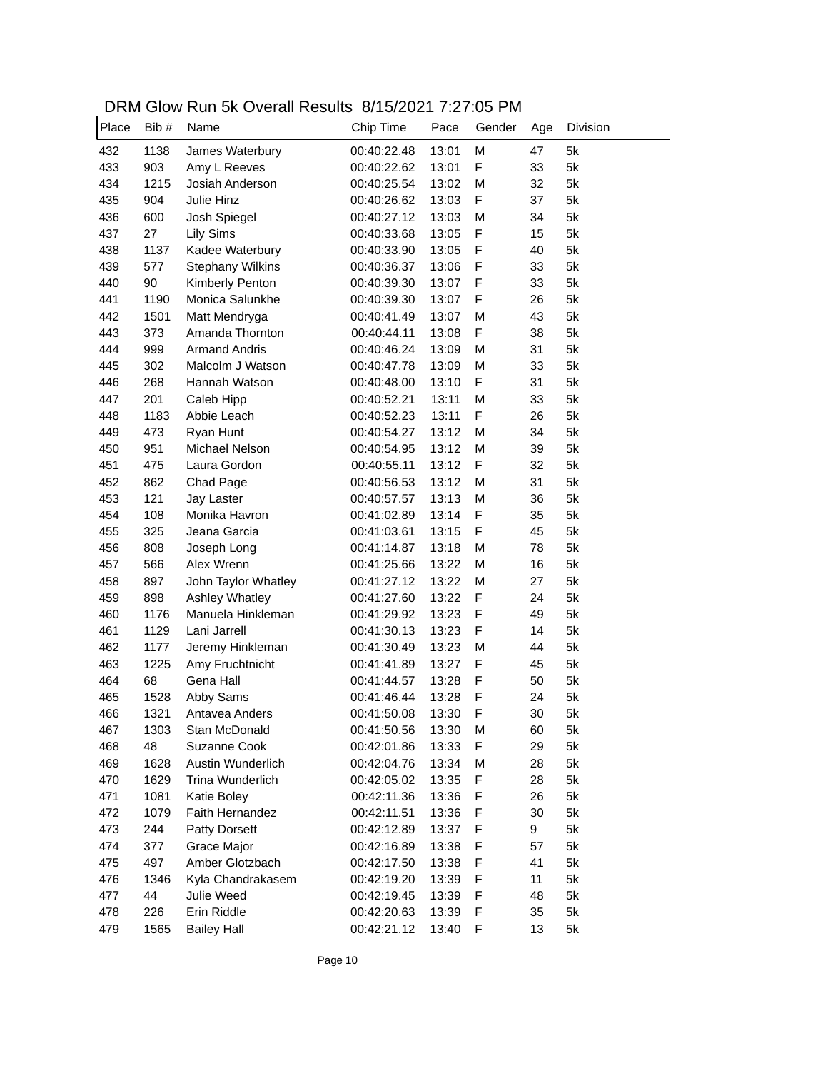DRM Glow Run 5k Overall Results 8/15/2021 7:27:05 PM

| Place | Bib # | Name | Chip Time | Pace | Gender | Age | Division |
|---|---|---|---|---|---|---|---|
| 432 | 1138 | James Waterbury | 00:40:22.48 | 13:01 | M | 47 | 5k |
| 433 | 903 | Amy L Reeves | 00:40:22.62 | 13:01 | F | 33 | 5k |
| 434 | 1215 | Josiah Anderson | 00:40:25.54 | 13:02 | M | 32 | 5k |
| 435 | 904 | Julie Hinz | 00:40:26.62 | 13:03 | F | 37 | 5k |
| 436 | 600 | Josh Spiegel | 00:40:27.12 | 13:03 | M | 34 | 5k |
| 437 | 27 | Lily Sims | 00:40:33.68 | 13:05 | F | 15 | 5k |
| 438 | 1137 | Kadee Waterbury | 00:40:33.90 | 13:05 | F | 40 | 5k |
| 439 | 577 | Stephany Wilkins | 00:40:36.37 | 13:06 | F | 33 | 5k |
| 440 | 90 | Kimberly Penton | 00:40:39.30 | 13:07 | F | 33 | 5k |
| 441 | 1190 | Monica Salunkhe | 00:40:39.30 | 13:07 | F | 26 | 5k |
| 442 | 1501 | Matt Mendryga | 00:40:41.49 | 13:07 | M | 43 | 5k |
| 443 | 373 | Amanda Thornton | 00:40:44.11 | 13:08 | F | 38 | 5k |
| 444 | 999 | Armand Andris | 00:40:46.24 | 13:09 | M | 31 | 5k |
| 445 | 302 | Malcolm J Watson | 00:40:47.78 | 13:09 | M | 33 | 5k |
| 446 | 268 | Hannah Watson | 00:40:48.00 | 13:10 | F | 31 | 5k |
| 447 | 201 | Caleb Hipp | 00:40:52.21 | 13:11 | M | 33 | 5k |
| 448 | 1183 | Abbie Leach | 00:40:52.23 | 13:11 | F | 26 | 5k |
| 449 | 473 | Ryan Hunt | 00:40:54.27 | 13:12 | M | 34 | 5k |
| 450 | 951 | Michael Nelson | 00:40:54.95 | 13:12 | M | 39 | 5k |
| 451 | 475 | Laura Gordon | 00:40:55.11 | 13:12 | F | 32 | 5k |
| 452 | 862 | Chad Page | 00:40:56.53 | 13:12 | M | 31 | 5k |
| 453 | 121 | Jay Laster | 00:40:57.57 | 13:13 | M | 36 | 5k |
| 454 | 108 | Monika Havron | 00:41:02.89 | 13:14 | F | 35 | 5k |
| 455 | 325 | Jeana Garcia | 00:41:03.61 | 13:15 | F | 45 | 5k |
| 456 | 808 | Joseph Long | 00:41:14.87 | 13:18 | M | 78 | 5k |
| 457 | 566 | Alex Wrenn | 00:41:25.66 | 13:22 | M | 16 | 5k |
| 458 | 897 | John Taylor Whatley | 00:41:27.12 | 13:22 | M | 27 | 5k |
| 459 | 898 | Ashley Whatley | 00:41:27.60 | 13:22 | F | 24 | 5k |
| 460 | 1176 | Manuela Hinkleman | 00:41:29.92 | 13:23 | F | 49 | 5k |
| 461 | 1129 | Lani Jarrell | 00:41:30.13 | 13:23 | F | 14 | 5k |
| 462 | 1177 | Jeremy Hinkleman | 00:41:30.49 | 13:23 | M | 44 | 5k |
| 463 | 1225 | Amy Fruchtnicht | 00:41:41.89 | 13:27 | F | 45 | 5k |
| 464 | 68 | Gena Hall | 00:41:44.57 | 13:28 | F | 50 | 5k |
| 465 | 1528 | Abby Sams | 00:41:46.44 | 13:28 | F | 24 | 5k |
| 466 | 1321 | Antavea Anders | 00:41:50.08 | 13:30 | F | 30 | 5k |
| 467 | 1303 | Stan McDonald | 00:41:50.56 | 13:30 | M | 60 | 5k |
| 468 | 48 | Suzanne Cook | 00:42:01.86 | 13:33 | F | 29 | 5k |
| 469 | 1628 | Austin Wunderlich | 00:42:04.76 | 13:34 | M | 28 | 5k |
| 470 | 1629 | Trina Wunderlich | 00:42:05.02 | 13:35 | F | 28 | 5k |
| 471 | 1081 | Katie Boley | 00:42:11.36 | 13:36 | F | 26 | 5k |
| 472 | 1079 | Faith Hernandez | 00:42:11.51 | 13:36 | F | 30 | 5k |
| 473 | 244 | Patty Dorsett | 00:42:12.89 | 13:37 | F | 9 | 5k |
| 474 | 377 | Grace Major | 00:42:16.89 | 13:38 | F | 57 | 5k |
| 475 | 497 | Amber Glotzbach | 00:42:17.50 | 13:38 | F | 41 | 5k |
| 476 | 1346 | Kyla Chandrakasem | 00:42:19.20 | 13:39 | F | 11 | 5k |
| 477 | 44 | Julie Weed | 00:42:19.45 | 13:39 | F | 48 | 5k |
| 478 | 226 | Erin Riddle | 00:42:20.63 | 13:39 | F | 35 | 5k |
| 479 | 1565 | Bailey Hall | 00:42:21.12 | 13:40 | F | 13 | 5k |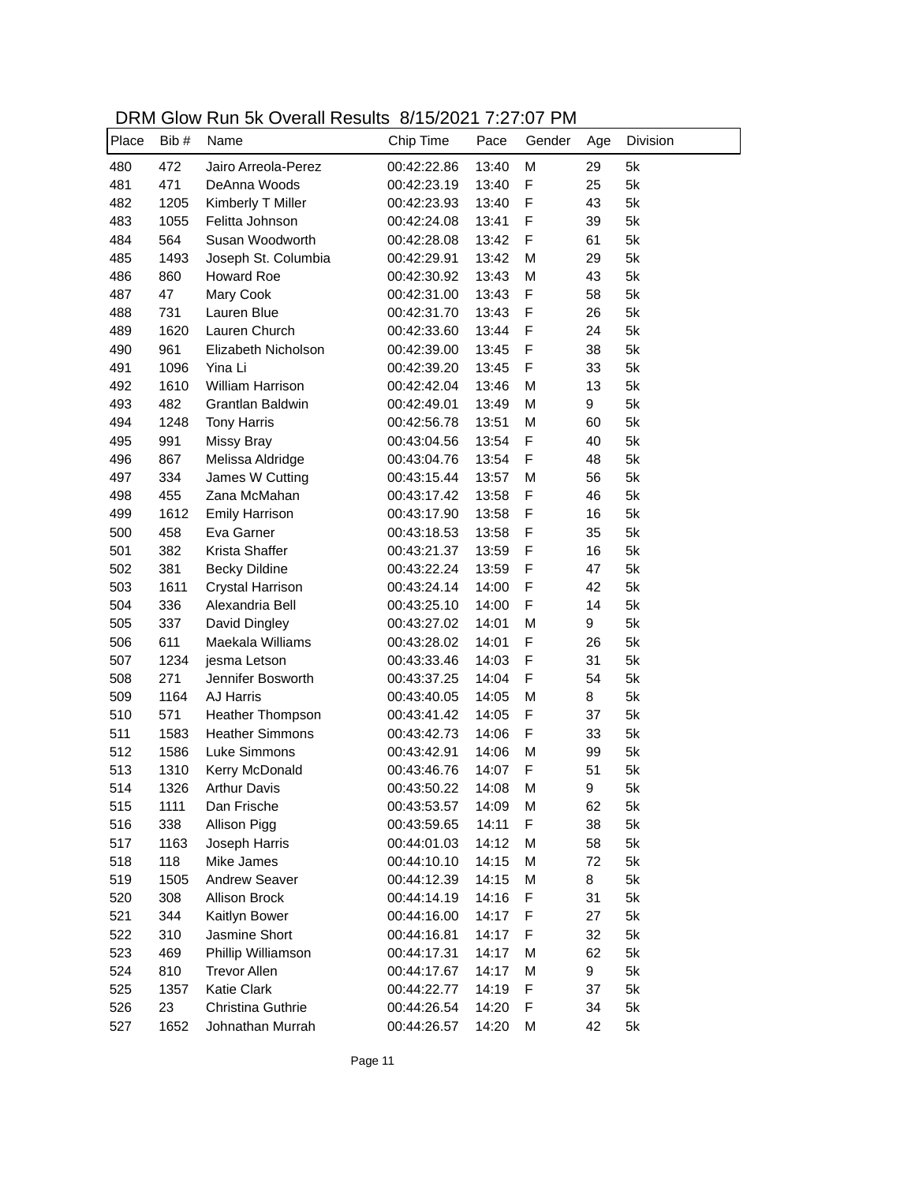# DRM Glow Run 5k Overall Results 8/15/2021 7:27:07 PM

| Place | Bib # | Name | Chip Time | Pace | Gender | Age | Division |
|---|---|---|---|---|---|---|---|
| 480 | 472 | Jairo Arreola-Perez | 00:42:22.86 | 13:40 | M | 29 | 5k |
| 481 | 471 | DeAnna Woods | 00:42:23.19 | 13:40 | F | 25 | 5k |
| 482 | 1205 | Kimberly T Miller | 00:42:23.93 | 13:40 | F | 43 | 5k |
| 483 | 1055 | Felitta Johnson | 00:42:24.08 | 13:41 | F | 39 | 5k |
| 484 | 564 | Susan Woodworth | 00:42:28.08 | 13:42 | F | 61 | 5k |
| 485 | 1493 | Joseph St. Columbia | 00:42:29.91 | 13:42 | M | 29 | 5k |
| 486 | 860 | Howard Roe | 00:42:30.92 | 13:43 | M | 43 | 5k |
| 487 | 47 | Mary Cook | 00:42:31.00 | 13:43 | F | 58 | 5k |
| 488 | 731 | Lauren Blue | 00:42:31.70 | 13:43 | F | 26 | 5k |
| 489 | 1620 | Lauren Church | 00:42:33.60 | 13:44 | F | 24 | 5k |
| 490 | 961 | Elizabeth Nicholson | 00:42:39.00 | 13:45 | F | 38 | 5k |
| 491 | 1096 | Yina Li | 00:42:39.20 | 13:45 | F | 33 | 5k |
| 492 | 1610 | William Harrison | 00:42:42.04 | 13:46 | M | 13 | 5k |
| 493 | 482 | Grantlan Baldwin | 00:42:49.01 | 13:49 | M | 9 | 5k |
| 494 | 1248 | Tony Harris | 00:42:56.78 | 13:51 | M | 60 | 5k |
| 495 | 991 | Missy Bray | 00:43:04.56 | 13:54 | F | 40 | 5k |
| 496 | 867 | Melissa Aldridge | 00:43:04.76 | 13:54 | F | 48 | 5k |
| 497 | 334 | James W Cutting | 00:43:15.44 | 13:57 | M | 56 | 5k |
| 498 | 455 | Zana McMahan | 00:43:17.42 | 13:58 | F | 46 | 5k |
| 499 | 1612 | Emily Harrison | 00:43:17.90 | 13:58 | F | 16 | 5k |
| 500 | 458 | Eva Garner | 00:43:18.53 | 13:58 | F | 35 | 5k |
| 501 | 382 | Krista Shaffer | 00:43:21.37 | 13:59 | F | 16 | 5k |
| 502 | 381 | Becky Dildine | 00:43:22.24 | 13:59 | F | 47 | 5k |
| 503 | 1611 | Crystal Harrison | 00:43:24.14 | 14:00 | F | 42 | 5k |
| 504 | 336 | Alexandria Bell | 00:43:25.10 | 14:00 | F | 14 | 5k |
| 505 | 337 | David Dingley | 00:43:27.02 | 14:01 | M | 9 | 5k |
| 506 | 611 | Maekala Williams | 00:43:28.02 | 14:01 | F | 26 | 5k |
| 507 | 1234 | jesma Letson | 00:43:33.46 | 14:03 | F | 31 | 5k |
| 508 | 271 | Jennifer Bosworth | 00:43:37.25 | 14:04 | F | 54 | 5k |
| 509 | 1164 | AJ Harris | 00:43:40.05 | 14:05 | M | 8 | 5k |
| 510 | 571 | Heather Thompson | 00:43:41.42 | 14:05 | F | 37 | 5k |
| 511 | 1583 | Heather Simmons | 00:43:42.73 | 14:06 | F | 33 | 5k |
| 512 | 1586 | Luke Simmons | 00:43:42.91 | 14:06 | M | 99 | 5k |
| 513 | 1310 | Kerry McDonald | 00:43:46.76 | 14:07 | F | 51 | 5k |
| 514 | 1326 | Arthur Davis | 00:43:50.22 | 14:08 | M | 9 | 5k |
| 515 | 1111 | Dan Frische | 00:43:53.57 | 14:09 | M | 62 | 5k |
| 516 | 338 | Allison Pigg | 00:43:59.65 | 14:11 | F | 38 | 5k |
| 517 | 1163 | Joseph Harris | 00:44:01.03 | 14:12 | M | 58 | 5k |
| 518 | 118 | Mike James | 00:44:10.10 | 14:15 | M | 72 | 5k |
| 519 | 1505 | Andrew Seaver | 00:44:12.39 | 14:15 | M | 8 | 5k |
| 520 | 308 | Allison Brock | 00:44:14.19 | 14:16 | F | 31 | 5k |
| 521 | 344 | Kaitlyn Bower | 00:44:16.00 | 14:17 | F | 27 | 5k |
| 522 | 310 | Jasmine Short | 00:44:16.81 | 14:17 | F | 32 | 5k |
| 523 | 469 | Phillip Williamson | 00:44:17.31 | 14:17 | M | 62 | 5k |
| 524 | 810 | Trevor Allen | 00:44:17.67 | 14:17 | M | 9 | 5k |
| 525 | 1357 | Katie Clark | 00:44:22.77 | 14:19 | F | 37 | 5k |
| 526 | 23 | Christina Guthrie | 00:44:26.54 | 14:20 | F | 34 | 5k |
| 527 | 1652 | Johnathan Murrah | 00:44:26.57 | 14:20 | M | 42 | 5k |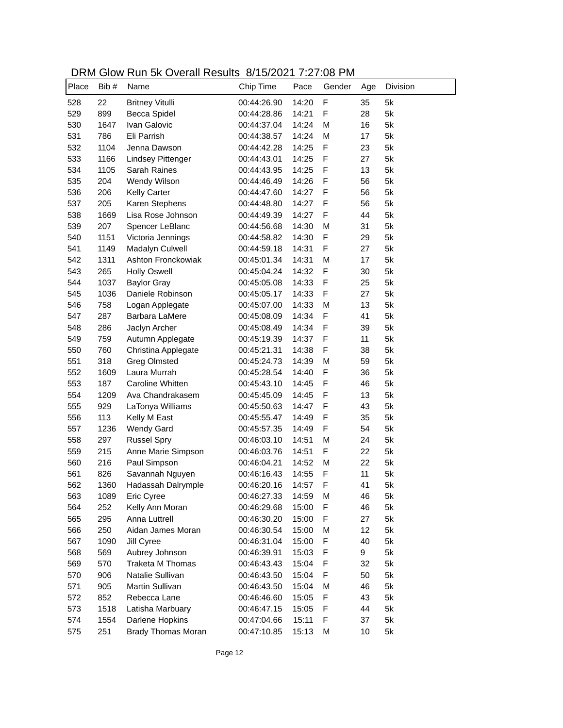DRM Glow Run 5k Overall Results  8/15/2021 7:27:08 PM

| Place | Bib # | Name | Chip Time | Pace | Gender | Age | Division |
|---|---|---|---|---|---|---|---|
| 528 | 22 | Britney Vitulli | 00:44:26.90 | 14:20 | F | 35 | 5k |
| 529 | 899 | Becca Spidel | 00:44:28.86 | 14:21 | F | 28 | 5k |
| 530 | 1647 | Ivan Galovic | 00:44:37.04 | 14:24 | M | 16 | 5k |
| 531 | 786 | Eli Parrish | 00:44:38.57 | 14:24 | M | 17 | 5k |
| 532 | 1104 | Jenna Dawson | 00:44:42.28 | 14:25 | F | 23 | 5k |
| 533 | 1166 | Lindsey Pittenger | 00:44:43.01 | 14:25 | F | 27 | 5k |
| 534 | 1105 | Sarah Raines | 00:44:43.95 | 14:25 | F | 13 | 5k |
| 535 | 204 | Wendy Wilson | 00:44:46.49 | 14:26 | F | 56 | 5k |
| 536 | 206 | Kelly Carter | 00:44:47.60 | 14:27 | F | 56 | 5k |
| 537 | 205 | Karen Stephens | 00:44:48.80 | 14:27 | F | 56 | 5k |
| 538 | 1669 | Lisa Rose Johnson | 00:44:49.39 | 14:27 | F | 44 | 5k |
| 539 | 207 | Spencer LeBlanc | 00:44:56.68 | 14:30 | M | 31 | 5k |
| 540 | 1151 | Victoria Jennings | 00:44:58.82 | 14:30 | F | 29 | 5k |
| 541 | 1149 | Madalyn Culwell | 00:44:59.18 | 14:31 | F | 27 | 5k |
| 542 | 1311 | Ashton Fronckowiak | 00:45:01.34 | 14:31 | M | 17 | 5k |
| 543 | 265 | Holly Oswell | 00:45:04.24 | 14:32 | F | 30 | 5k |
| 544 | 1037 | Baylor Gray | 00:45:05.08 | 14:33 | F | 25 | 5k |
| 545 | 1036 | Daniele Robinson | 00:45:05.17 | 14:33 | F | 27 | 5k |
| 546 | 758 | Logan Applegate | 00:45:07.00 | 14:33 | M | 13 | 5k |
| 547 | 287 | Barbara LaMere | 00:45:08.09 | 14:34 | F | 41 | 5k |
| 548 | 286 | Jaclyn Archer | 00:45:08.49 | 14:34 | F | 39 | 5k |
| 549 | 759 | Autumn Applegate | 00:45:19.39 | 14:37 | F | 11 | 5k |
| 550 | 760 | Christina Applegate | 00:45:21.31 | 14:38 | F | 38 | 5k |
| 551 | 318 | Greg Olmsted | 00:45:24.73 | 14:39 | M | 59 | 5k |
| 552 | 1609 | Laura Murrah | 00:45:28.54 | 14:40 | F | 36 | 5k |
| 553 | 187 | Caroline Whitten | 00:45:43.10 | 14:45 | F | 46 | 5k |
| 554 | 1209 | Ava Chandrakasem | 00:45:45.09 | 14:45 | F | 13 | 5k |
| 555 | 929 | LaTonya Williams | 00:45:50.63 | 14:47 | F | 43 | 5k |
| 556 | 113 | Kelly M East | 00:45:55.47 | 14:49 | F | 35 | 5k |
| 557 | 1236 | Wendy Gard | 00:45:57.35 | 14:49 | F | 54 | 5k |
| 558 | 297 | Russel Spry | 00:46:03.10 | 14:51 | M | 24 | 5k |
| 559 | 215 | Anne Marie Simpson | 00:46:03.76 | 14:51 | F | 22 | 5k |
| 560 | 216 | Paul Simpson | 00:46:04.21 | 14:52 | M | 22 | 5k |
| 561 | 826 | Savannah Nguyen | 00:46:16.43 | 14:55 | F | 11 | 5k |
| 562 | 1360 | Hadassah Dalrymple | 00:46:20.16 | 14:57 | F | 41 | 5k |
| 563 | 1089 | Eric Cyree | 00:46:27.33 | 14:59 | M | 46 | 5k |
| 564 | 252 | Kelly Ann Moran | 00:46:29.68 | 15:00 | F | 46 | 5k |
| 565 | 295 | Anna Luttrell | 00:46:30.20 | 15:00 | F | 27 | 5k |
| 566 | 250 | Aidan James Moran | 00:46:30.54 | 15:00 | M | 12 | 5k |
| 567 | 1090 | Jill Cyree | 00:46:31.04 | 15:00 | F | 40 | 5k |
| 568 | 569 | Aubrey Johnson | 00:46:39.91 | 15:03 | F | 9 | 5k |
| 569 | 570 | Traketa M Thomas | 00:46:43.43 | 15:04 | F | 32 | 5k |
| 570 | 906 | Natalie Sullivan | 00:46:43.50 | 15:04 | F | 50 | 5k |
| 571 | 905 | Martin Sullivan | 00:46:43.50 | 15:04 | M | 46 | 5k |
| 572 | 852 | Rebecca Lane | 00:46:46.60 | 15:05 | F | 43 | 5k |
| 573 | 1518 | Latisha Marbuary | 00:46:47.15 | 15:05 | F | 44 | 5k |
| 574 | 1554 | Darlene Hopkins | 00:47:04.66 | 15:11 | F | 37 | 5k |
| 575 | 251 | Brady Thomas Moran | 00:47:10.85 | 15:13 | M | 10 | 5k |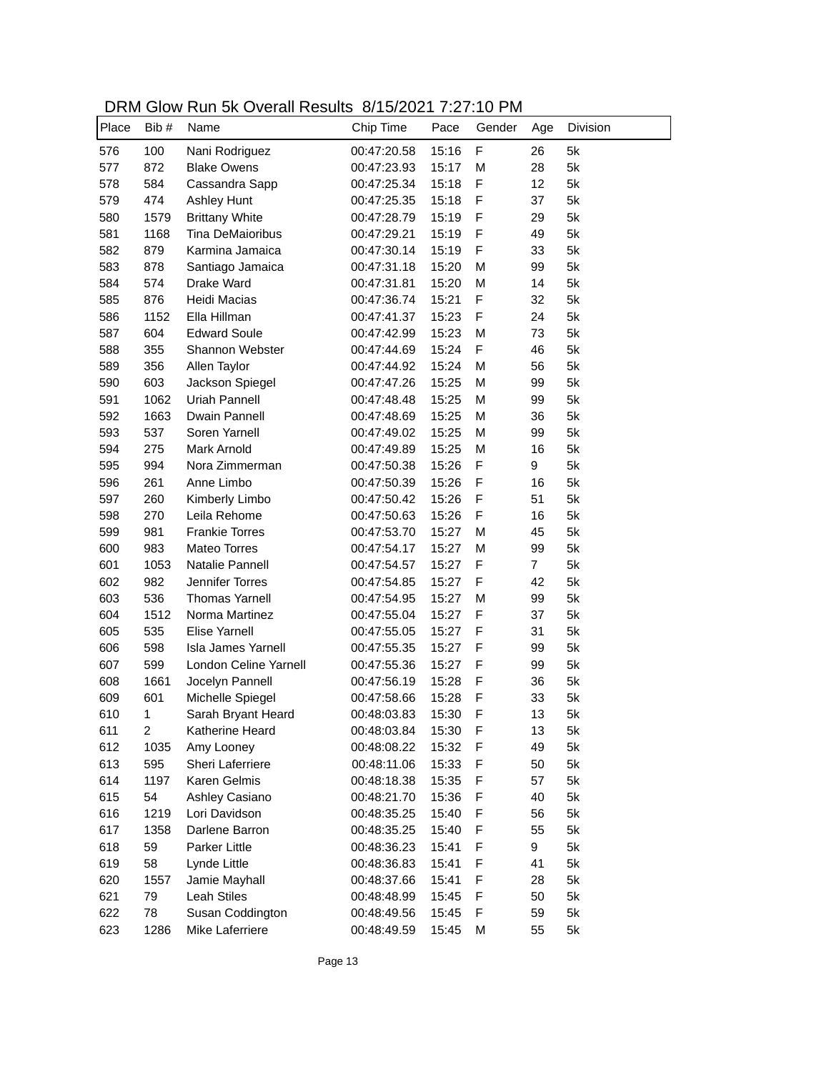# DRM Glow Run 5k Overall Results 8/15/2021 7:27:10 PM

| Place | Bib # | Name | Chip Time | Pace | Gender | Age | Division |
|---|---|---|---|---|---|---|---|
| 576 | 100 | Nani Rodriguez | 00:47:20.58 | 15:16 | F | 26 | 5k |
| 577 | 872 | Blake Owens | 00:47:23.93 | 15:17 | M | 28 | 5k |
| 578 | 584 | Cassandra Sapp | 00:47:25.34 | 15:18 | F | 12 | 5k |
| 579 | 474 | Ashley Hunt | 00:47:25.35 | 15:18 | F | 37 | 5k |
| 580 | 1579 | Brittany White | 00:47:28.79 | 15:19 | F | 29 | 5k |
| 581 | 1168 | Tina DeMaioribus | 00:47:29.21 | 15:19 | F | 49 | 5k |
| 582 | 879 | Karmina Jamaica | 00:47:30.14 | 15:19 | F | 33 | 5k |
| 583 | 878 | Santiago Jamaica | 00:47:31.18 | 15:20 | M | 99 | 5k |
| 584 | 574 | Drake Ward | 00:47:31.81 | 15:20 | M | 14 | 5k |
| 585 | 876 | Heidi Macias | 00:47:36.74 | 15:21 | F | 32 | 5k |
| 586 | 1152 | Ella Hillman | 00:47:41.37 | 15:23 | F | 24 | 5k |
| 587 | 604 | Edward Soule | 00:47:42.99 | 15:23 | M | 73 | 5k |
| 588 | 355 | Shannon Webster | 00:47:44.69 | 15:24 | F | 46 | 5k |
| 589 | 356 | Allen Taylor | 00:47:44.92 | 15:24 | M | 56 | 5k |
| 590 | 603 | Jackson Spiegel | 00:47:47.26 | 15:25 | M | 99 | 5k |
| 591 | 1062 | Uriah Pannell | 00:47:48.48 | 15:25 | M | 99 | 5k |
| 592 | 1663 | Dwain Pannell | 00:47:48.69 | 15:25 | M | 36 | 5k |
| 593 | 537 | Soren Yarnell | 00:47:49.02 | 15:25 | M | 99 | 5k |
| 594 | 275 | Mark Arnold | 00:47:49.89 | 15:25 | M | 16 | 5k |
| 595 | 994 | Nora Zimmerman | 00:47:50.38 | 15:26 | F | 9 | 5k |
| 596 | 261 | Anne Limbo | 00:47:50.39 | 15:26 | F | 16 | 5k |
| 597 | 260 | Kimberly Limbo | 00:47:50.42 | 15:26 | F | 51 | 5k |
| 598 | 270 | Leila Rehome | 00:47:50.63 | 15:26 | F | 16 | 5k |
| 599 | 981 | Frankie Torres | 00:47:53.70 | 15:27 | M | 45 | 5k |
| 600 | 983 | Mateo Torres | 00:47:54.17 | 15:27 | M | 99 | 5k |
| 601 | 1053 | Natalie Pannell | 00:47:54.57 | 15:27 | F | 7 | 5k |
| 602 | 982 | Jennifer Torres | 00:47:54.85 | 15:27 | F | 42 | 5k |
| 603 | 536 | Thomas Yarnell | 00:47:54.95 | 15:27 | M | 99 | 5k |
| 604 | 1512 | Norma Martinez | 00:47:55.04 | 15:27 | F | 37 | 5k |
| 605 | 535 | Elise Yarnell | 00:47:55.05 | 15:27 | F | 31 | 5k |
| 606 | 598 | Isla James Yarnell | 00:47:55.35 | 15:27 | F | 99 | 5k |
| 607 | 599 | London Celine Yarnell | 00:47:55.36 | 15:27 | F | 99 | 5k |
| 608 | 1661 | Jocelyn Pannell | 00:47:56.19 | 15:28 | F | 36 | 5k |
| 609 | 601 | Michelle Spiegel | 00:47:58.66 | 15:28 | F | 33 | 5k |
| 610 | 1 | Sarah Bryant Heard | 00:48:03.83 | 15:30 | F | 13 | 5k |
| 611 | 2 | Katherine Heard | 00:48:03.84 | 15:30 | F | 13 | 5k |
| 612 | 1035 | Amy Looney | 00:48:08.22 | 15:32 | F | 49 | 5k |
| 613 | 595 | Sheri Laferriere | 00:48:11.06 | 15:33 | F | 50 | 5k |
| 614 | 1197 | Karen Gelmis | 00:48:18.38 | 15:35 | F | 57 | 5k |
| 615 | 54 | Ashley Casiano | 00:48:21.70 | 15:36 | F | 40 | 5k |
| 616 | 1219 | Lori Davidson | 00:48:35.25 | 15:40 | F | 56 | 5k |
| 617 | 1358 | Darlene Barron | 00:48:35.25 | 15:40 | F | 55 | 5k |
| 618 | 59 | Parker Little | 00:48:36.23 | 15:41 | F | 9 | 5k |
| 619 | 58 | Lynde Little | 00:48:36.83 | 15:41 | F | 41 | 5k |
| 620 | 1557 | Jamie Mayhall | 00:48:37.66 | 15:41 | F | 28 | 5k |
| 621 | 79 | Leah Stiles | 00:48:48.99 | 15:45 | F | 50 | 5k |
| 622 | 78 | Susan Coddington | 00:48:49.56 | 15:45 | F | 59 | 5k |
| 623 | 1286 | Mike Laferriere | 00:48:49.59 | 15:45 | M | 55 | 5k |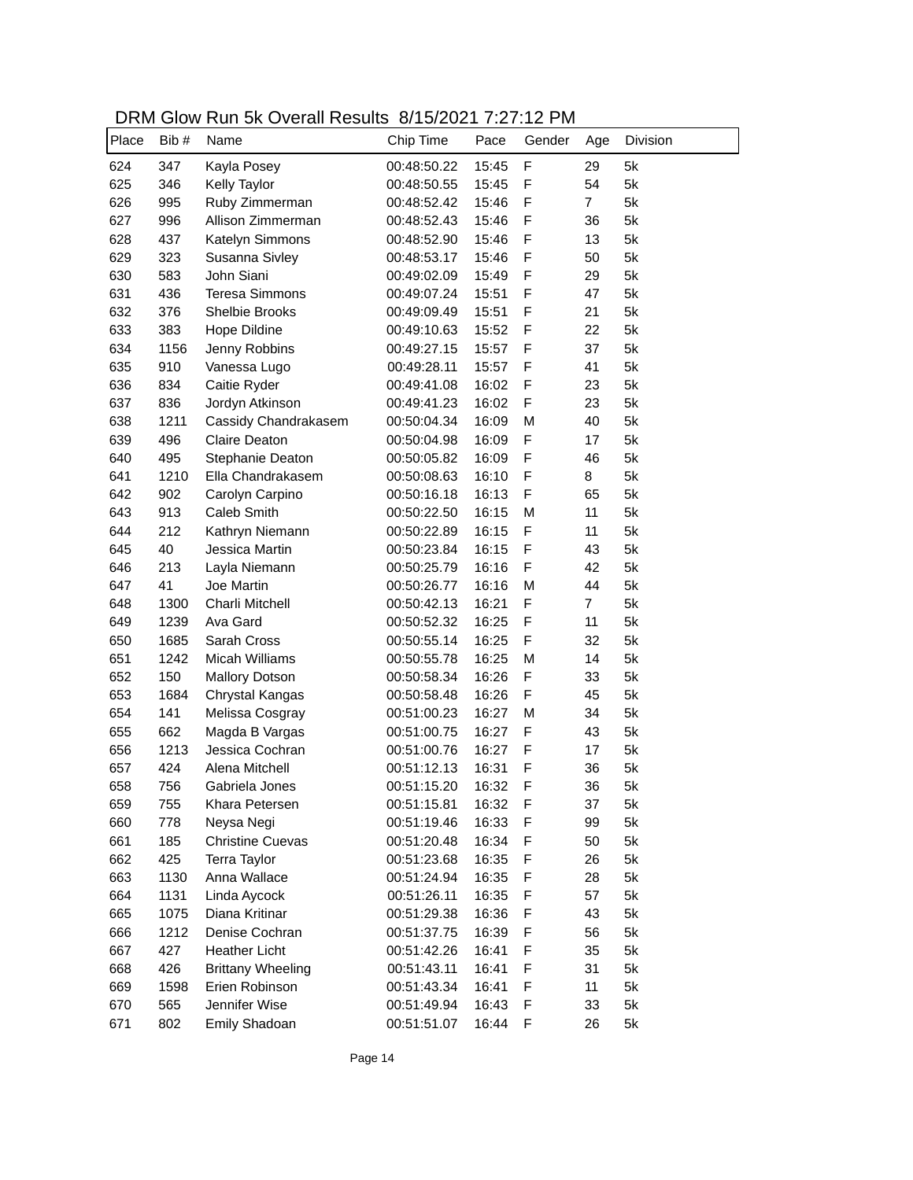## DRM Glow Run 5k Overall Results 8/15/2021 7:27:12 PM

| Place | Bib # | Name | Chip Time | Pace | Gender | Age | Division |
|---|---|---|---|---|---|---|---|
| 624 | 347 | Kayla Posey | 00:48:50.22 | 15:45 | F | 29 | 5k |
| 625 | 346 | Kelly Taylor | 00:48:50.55 | 15:45 | F | 54 | 5k |
| 626 | 995 | Ruby Zimmerman | 00:48:52.42 | 15:46 | F | 7 | 5k |
| 627 | 996 | Allison Zimmerman | 00:48:52.43 | 15:46 | F | 36 | 5k |
| 628 | 437 | Katelyn Simmons | 00:48:52.90 | 15:46 | F | 13 | 5k |
| 629 | 323 | Susanna Sivley | 00:48:53.17 | 15:46 | F | 50 | 5k |
| 630 | 583 | John Siani | 00:49:02.09 | 15:49 | F | 29 | 5k |
| 631 | 436 | Teresa Simmons | 00:49:07.24 | 15:51 | F | 47 | 5k |
| 632 | 376 | Shelbie Brooks | 00:49:09.49 | 15:51 | F | 21 | 5k |
| 633 | 383 | Hope Dildine | 00:49:10.63 | 15:52 | F | 22 | 5k |
| 634 | 1156 | Jenny Robbins | 00:49:27.15 | 15:57 | F | 37 | 5k |
| 635 | 910 | Vanessa Lugo | 00:49:28.11 | 15:57 | F | 41 | 5k |
| 636 | 834 | Caitie Ryder | 00:49:41.08 | 16:02 | F | 23 | 5k |
| 637 | 836 | Jordyn Atkinson | 00:49:41.23 | 16:02 | F | 23 | 5k |
| 638 | 1211 | Cassidy Chandrakasem | 00:50:04.34 | 16:09 | M | 40 | 5k |
| 639 | 496 | Claire Deaton | 00:50:04.98 | 16:09 | F | 17 | 5k |
| 640 | 495 | Stephanie Deaton | 00:50:05.82 | 16:09 | F | 46 | 5k |
| 641 | 1210 | Ella Chandrakasem | 00:50:08.63 | 16:10 | F | 8 | 5k |
| 642 | 902 | Carolyn Carpino | 00:50:16.18 | 16:13 | F | 65 | 5k |
| 643 | 913 | Caleb Smith | 00:50:22.50 | 16:15 | M | 11 | 5k |
| 644 | 212 | Kathryn Niemann | 00:50:22.89 | 16:15 | F | 11 | 5k |
| 645 | 40 | Jessica Martin | 00:50:23.84 | 16:15 | F | 43 | 5k |
| 646 | 213 | Layla Niemann | 00:50:25.79 | 16:16 | F | 42 | 5k |
| 647 | 41 | Joe Martin | 00:50:26.77 | 16:16 | M | 44 | 5k |
| 648 | 1300 | Charli Mitchell | 00:50:42.13 | 16:21 | F | 7 | 5k |
| 649 | 1239 | Ava Gard | 00:50:52.32 | 16:25 | F | 11 | 5k |
| 650 | 1685 | Sarah Cross | 00:50:55.14 | 16:25 | F | 32 | 5k |
| 651 | 1242 | Micah Williams | 00:50:55.78 | 16:25 | M | 14 | 5k |
| 652 | 150 | Mallory Dotson | 00:50:58.34 | 16:26 | F | 33 | 5k |
| 653 | 1684 | Chrystal Kangas | 00:50:58.48 | 16:26 | F | 45 | 5k |
| 654 | 141 | Melissa Cosgray | 00:51:00.23 | 16:27 | M | 34 | 5k |
| 655 | 662 | Magda B Vargas | 00:51:00.75 | 16:27 | F | 43 | 5k |
| 656 | 1213 | Jessica Cochran | 00:51:00.76 | 16:27 | F | 17 | 5k |
| 657 | 424 | Alena Mitchell | 00:51:12.13 | 16:31 | F | 36 | 5k |
| 658 | 756 | Gabriela Jones | 00:51:15.20 | 16:32 | F | 36 | 5k |
| 659 | 755 | Khara Petersen | 00:51:15.81 | 16:32 | F | 37 | 5k |
| 660 | 778 | Neysa Negi | 00:51:19.46 | 16:33 | F | 99 | 5k |
| 661 | 185 | Christine Cuevas | 00:51:20.48 | 16:34 | F | 50 | 5k |
| 662 | 425 | Terra Taylor | 00:51:23.68 | 16:35 | F | 26 | 5k |
| 663 | 1130 | Anna Wallace | 00:51:24.94 | 16:35 | F | 28 | 5k |
| 664 | 1131 | Linda Aycock | 00:51:26.11 | 16:35 | F | 57 | 5k |
| 665 | 1075 | Diana Kritinar | 00:51:29.38 | 16:36 | F | 43 | 5k |
| 666 | 1212 | Denise Cochran | 00:51:37.75 | 16:39 | F | 56 | 5k |
| 667 | 427 | Heather Licht | 00:51:42.26 | 16:41 | F | 35 | 5k |
| 668 | 426 | Brittany Wheeling | 00:51:43.11 | 16:41 | F | 31 | 5k |
| 669 | 1598 | Erien Robinson | 00:51:43.34 | 16:41 | F | 11 | 5k |
| 670 | 565 | Jennifer Wise | 00:51:49.94 | 16:43 | F | 33 | 5k |
| 671 | 802 | Emily Shadoan | 00:51:51.07 | 16:44 | F | 26 | 5k |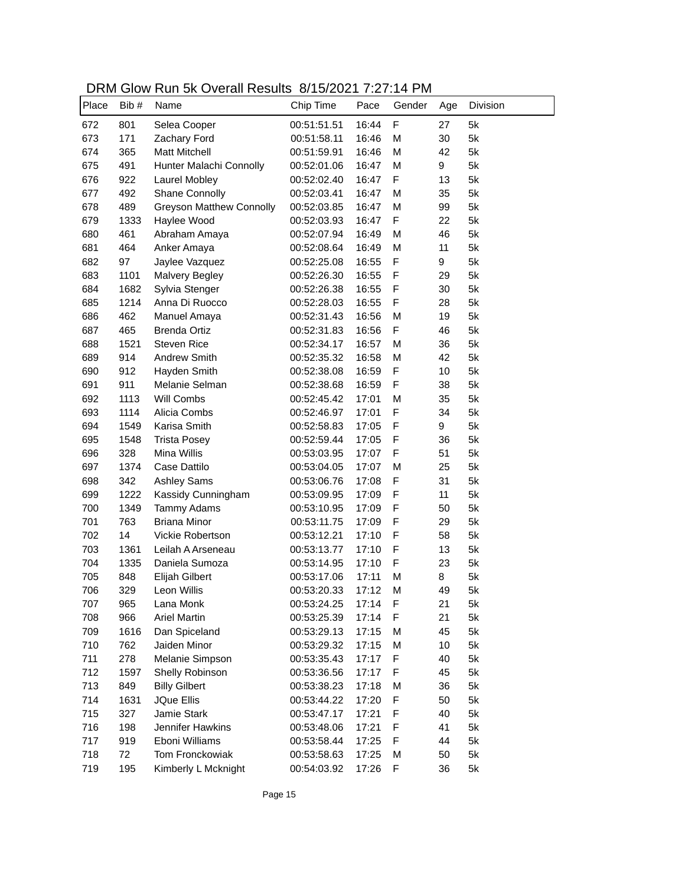# DRM Glow Run 5k Overall Results 8/15/2021 7:27:14 PM

| Place | Bib # | Name | Chip Time | Pace | Gender | Age | Division |
|---|---|---|---|---|---|---|---|
| 672 | 801 | Selea Cooper | 00:51:51.51 | 16:44 | F | 27 | 5k |
| 673 | 171 | Zachary Ford | 00:51:58.11 | 16:46 | M | 30 | 5k |
| 674 | 365 | Matt Mitchell | 00:51:59.91 | 16:46 | M | 42 | 5k |
| 675 | 491 | Hunter Malachi Connolly | 00:52:01.06 | 16:47 | M | 9 | 5k |
| 676 | 922 | Laurel Mobley | 00:52:02.40 | 16:47 | F | 13 | 5k |
| 677 | 492 | Shane Connolly | 00:52:03.41 | 16:47 | M | 35 | 5k |
| 678 | 489 | Greyson Matthew Connolly | 00:52:03.85 | 16:47 | M | 99 | 5k |
| 679 | 1333 | Haylee Wood | 00:52:03.93 | 16:47 | F | 22 | 5k |
| 680 | 461 | Abraham Amaya | 00:52:07.94 | 16:49 | M | 46 | 5k |
| 681 | 464 | Anker Amaya | 00:52:08.64 | 16:49 | M | 11 | 5k |
| 682 | 97 | Jaylee Vazquez | 00:52:25.08 | 16:55 | F | 9 | 5k |
| 683 | 1101 | Malvery Begley | 00:52:26.30 | 16:55 | F | 29 | 5k |
| 684 | 1682 | Sylvia Stenger | 00:52:26.38 | 16:55 | F | 30 | 5k |
| 685 | 1214 | Anna Di Ruocco | 00:52:28.03 | 16:55 | F | 28 | 5k |
| 686 | 462 | Manuel Amaya | 00:52:31.43 | 16:56 | M | 19 | 5k |
| 687 | 465 | Brenda Ortiz | 00:52:31.83 | 16:56 | F | 46 | 5k |
| 688 | 1521 | Steven Rice | 00:52:34.17 | 16:57 | M | 36 | 5k |
| 689 | 914 | Andrew Smith | 00:52:35.32 | 16:58 | M | 42 | 5k |
| 690 | 912 | Hayden Smith | 00:52:38.08 | 16:59 | F | 10 | 5k |
| 691 | 911 | Melanie Selman | 00:52:38.68 | 16:59 | F | 38 | 5k |
| 692 | 1113 | Will Combs | 00:52:45.42 | 17:01 | M | 35 | 5k |
| 693 | 1114 | Alicia Combs | 00:52:46.97 | 17:01 | F | 34 | 5k |
| 694 | 1549 | Karisa Smith | 00:52:58.83 | 17:05 | F | 9 | 5k |
| 695 | 1548 | Trista Posey | 00:52:59.44 | 17:05 | F | 36 | 5k |
| 696 | 328 | Mina Willis | 00:53:03.95 | 17:07 | F | 51 | 5k |
| 697 | 1374 | Case Dattilo | 00:53:04.05 | 17:07 | M | 25 | 5k |
| 698 | 342 | Ashley Sams | 00:53:06.76 | 17:08 | F | 31 | 5k |
| 699 | 1222 | Kassidy Cunningham | 00:53:09.95 | 17:09 | F | 11 | 5k |
| 700 | 1349 | Tammy Adams | 00:53:10.95 | 17:09 | F | 50 | 5k |
| 701 | 763 | Briana Minor | 00:53:11.75 | 17:09 | F | 29 | 5k |
| 702 | 14 | Vickie Robertson | 00:53:12.21 | 17:10 | F | 58 | 5k |
| 703 | 1361 | Leilah A Arseneau | 00:53:13.77 | 17:10 | F | 13 | 5k |
| 704 | 1335 | Daniela Sumoza | 00:53:14.95 | 17:10 | F | 23 | 5k |
| 705 | 848 | Elijah Gilbert | 00:53:17.06 | 17:11 | M | 8 | 5k |
| 706 | 329 | Leon Willis | 00:53:20.33 | 17:12 | M | 49 | 5k |
| 707 | 965 | Lana Monk | 00:53:24.25 | 17:14 | F | 21 | 5k |
| 708 | 966 | Ariel Martin | 00:53:25.39 | 17:14 | F | 21 | 5k |
| 709 | 1616 | Dan Spiceland | 00:53:29.13 | 17:15 | M | 45 | 5k |
| 710 | 762 | Jaiden Minor | 00:53:29.32 | 17:15 | M | 10 | 5k |
| 711 | 278 | Melanie Simpson | 00:53:35.43 | 17:17 | F | 40 | 5k |
| 712 | 1597 | Shelly Robinson | 00:53:36.56 | 17:17 | F | 45 | 5k |
| 713 | 849 | Billy Gilbert | 00:53:38.23 | 17:18 | M | 36 | 5k |
| 714 | 1631 | JQue Ellis | 00:53:44.22 | 17:20 | F | 50 | 5k |
| 715 | 327 | Jamie Stark | 00:53:47.17 | 17:21 | F | 40 | 5k |
| 716 | 198 | Jennifer Hawkins | 00:53:48.06 | 17:21 | F | 41 | 5k |
| 717 | 919 | Eboni Williams | 00:53:58.44 | 17:25 | F | 44 | 5k |
| 718 | 72 | Tom Fronckowiak | 00:53:58.63 | 17:25 | M | 50 | 5k |
| 719 | 195 | Kimberly L Mcknight | 00:54:03.92 | 17:26 | F | 36 | 5k |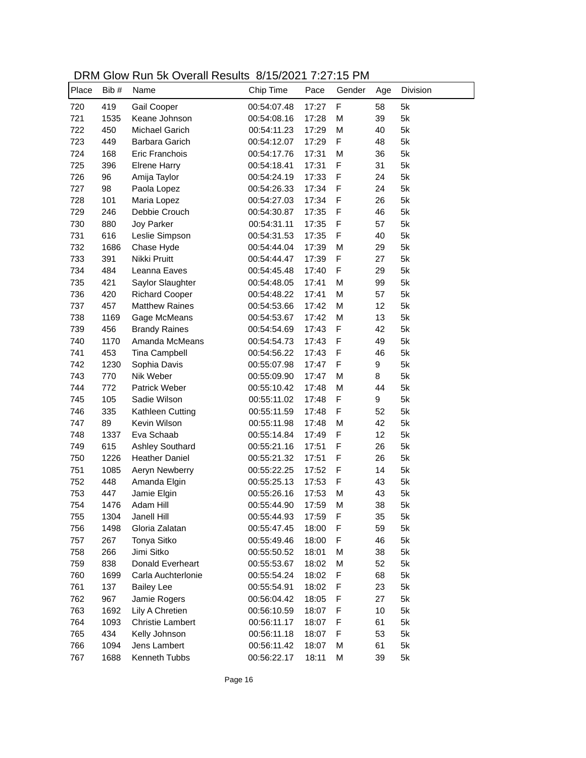DRM Glow Run 5k Overall Results 8/15/2021 7:27:15 PM

| Place | Bib # | Name | Chip Time | Pace | Gender | Age | Division |
|---|---|---|---|---|---|---|---|
| 720 | 419 | Gail Cooper | 00:54:07.48 | 17:27 | F | 58 | 5k |
| 721 | 1535 | Keane Johnson | 00:54:08.16 | 17:28 | M | 39 | 5k |
| 722 | 450 | Michael Garich | 00:54:11.23 | 17:29 | M | 40 | 5k |
| 723 | 449 | Barbara Garich | 00:54:12.07 | 17:29 | F | 48 | 5k |
| 724 | 168 | Eric Franchois | 00:54:17.76 | 17:31 | M | 36 | 5k |
| 725 | 396 | Elrene Harry | 00:54:18.41 | 17:31 | F | 31 | 5k |
| 726 | 96 | Amija Taylor | 00:54:24.19 | 17:33 | F | 24 | 5k |
| 727 | 98 | Paola Lopez | 00:54:26.33 | 17:34 | F | 24 | 5k |
| 728 | 101 | Maria Lopez | 00:54:27.03 | 17:34 | F | 26 | 5k |
| 729 | 246 | Debbie Crouch | 00:54:30.87 | 17:35 | F | 46 | 5k |
| 730 | 880 | Joy Parker | 00:54:31.11 | 17:35 | F | 57 | 5k |
| 731 | 616 | Leslie Simpson | 00:54:31.53 | 17:35 | F | 40 | 5k |
| 732 | 1686 | Chase Hyde | 00:54:44.04 | 17:39 | M | 29 | 5k |
| 733 | 391 | Nikki Pruitt | 00:54:44.47 | 17:39 | F | 27 | 5k |
| 734 | 484 | Leanna Eaves | 00:54:45.48 | 17:40 | F | 29 | 5k |
| 735 | 421 | Saylor Slaughter | 00:54:48.05 | 17:41 | M | 99 | 5k |
| 736 | 420 | Richard Cooper | 00:54:48.22 | 17:41 | M | 57 | 5k |
| 737 | 457 | Matthew Raines | 00:54:53.66 | 17:42 | M | 12 | 5k |
| 738 | 1169 | Gage McMeans | 00:54:53.67 | 17:42 | M | 13 | 5k |
| 739 | 456 | Brandy Raines | 00:54:54.69 | 17:43 | F | 42 | 5k |
| 740 | 1170 | Amanda McMeans | 00:54:54.73 | 17:43 | F | 49 | 5k |
| 741 | 453 | Tina Campbell | 00:54:56.22 | 17:43 | F | 46 | 5k |
| 742 | 1230 | Sophia Davis | 00:55:07.98 | 17:47 | F | 9 | 5k |
| 743 | 770 | Nik Weber | 00:55:09.90 | 17:47 | M | 8 | 5k |
| 744 | 772 | Patrick Weber | 00:55:10.42 | 17:48 | M | 44 | 5k |
| 745 | 105 | Sadie Wilson | 00:55:11.02 | 17:48 | F | 9 | 5k |
| 746 | 335 | Kathleen Cutting | 00:55:11.59 | 17:48 | F | 52 | 5k |
| 747 | 89 | Kevin Wilson | 00:55:11.98 | 17:48 | M | 42 | 5k |
| 748 | 1337 | Eva Schaab | 00:55:14.84 | 17:49 | F | 12 | 5k |
| 749 | 615 | Ashley Southard | 00:55:21.16 | 17:51 | F | 26 | 5k |
| 750 | 1226 | Heather Daniel | 00:55:21.32 | 17:51 | F | 26 | 5k |
| 751 | 1085 | Aeryn Newberry | 00:55:22.25 | 17:52 | F | 14 | 5k |
| 752 | 448 | Amanda Elgin | 00:55:25.13 | 17:53 | F | 43 | 5k |
| 753 | 447 | Jamie Elgin | 00:55:26.16 | 17:53 | M | 43 | 5k |
| 754 | 1476 | Adam Hill | 00:55:44.90 | 17:59 | M | 38 | 5k |
| 755 | 1304 | Janell Hill | 00:55:44.93 | 17:59 | F | 35 | 5k |
| 756 | 1498 | Gloria Zalatan | 00:55:47.45 | 18:00 | F | 59 | 5k |
| 757 | 267 | Tonya Sitko | 00:55:49.46 | 18:00 | F | 46 | 5k |
| 758 | 266 | Jimi Sitko | 00:55:50.52 | 18:01 | M | 38 | 5k |
| 759 | 838 | Donald Everheart | 00:55:53.67 | 18:02 | M | 52 | 5k |
| 760 | 1699 | Carla Auchterlonie | 00:55:54.24 | 18:02 | F | 68 | 5k |
| 761 | 137 | Bailey Lee | 00:55:54.91 | 18:02 | F | 23 | 5k |
| 762 | 967 | Jamie Rogers | 00:56:04.42 | 18:05 | F | 27 | 5k |
| 763 | 1692 | Lily A Chretien | 00:56:10.59 | 18:07 | F | 10 | 5k |
| 764 | 1093 | Christie Lambert | 00:56:11.17 | 18:07 | F | 61 | 5k |
| 765 | 434 | Kelly Johnson | 00:56:11.18 | 18:07 | F | 53 | 5k |
| 766 | 1094 | Jens Lambert | 00:56:11.42 | 18:07 | M | 61 | 5k |
| 767 | 1688 | Kenneth Tubbs | 00:56:22.17 | 18:11 | M | 39 | 5k |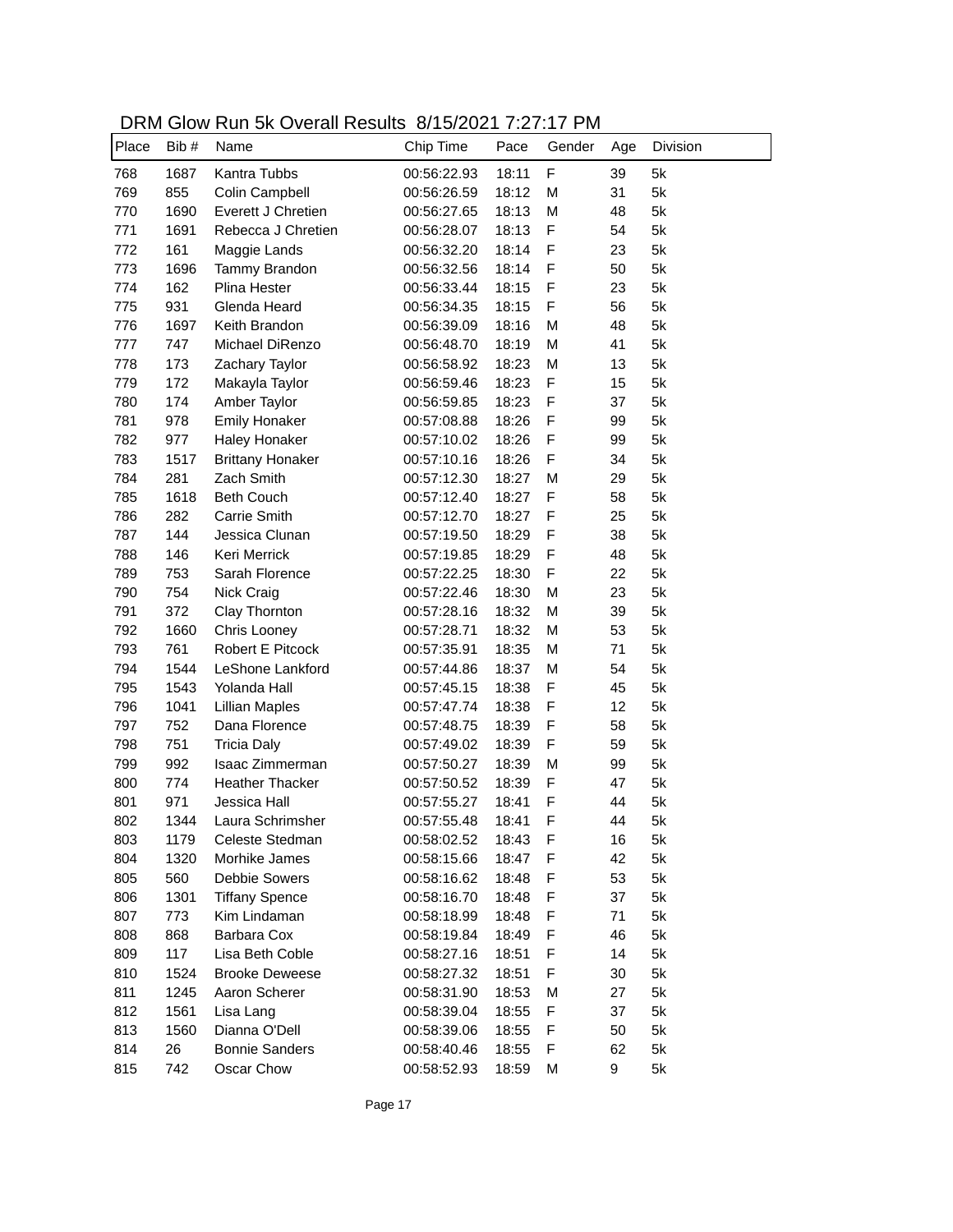# DRM Glow Run 5k Overall Results 8/15/2021 7:27:17 PM

| Place | Bib # | Name | Chip Time | Pace | Gender | Age | Division |
|---|---|---|---|---|---|---|---|
| 768 | 1687 | Kantra Tubbs | 00:56:22.93 | 18:11 | F | 39 | 5k |
| 769 | 855 | Colin Campbell | 00:56:26.59 | 18:12 | M | 31 | 5k |
| 770 | 1690 | Everett J Chretien | 00:56:27.65 | 18:13 | M | 48 | 5k |
| 771 | 1691 | Rebecca J Chretien | 00:56:28.07 | 18:13 | F | 54 | 5k |
| 772 | 161 | Maggie Lands | 00:56:32.20 | 18:14 | F | 23 | 5k |
| 773 | 1696 | Tammy Brandon | 00:56:32.56 | 18:14 | F | 50 | 5k |
| 774 | 162 | Plina Hester | 00:56:33.44 | 18:15 | F | 23 | 5k |
| 775 | 931 | Glenda Heard | 00:56:34.35 | 18:15 | F | 56 | 5k |
| 776 | 1697 | Keith Brandon | 00:56:39.09 | 18:16 | M | 48 | 5k |
| 777 | 747 | Michael DiRenzo | 00:56:48.70 | 18:19 | M | 41 | 5k |
| 778 | 173 | Zachary Taylor | 00:56:58.92 | 18:23 | M | 13 | 5k |
| 779 | 172 | Makayla Taylor | 00:56:59.46 | 18:23 | F | 15 | 5k |
| 780 | 174 | Amber Taylor | 00:56:59.85 | 18:23 | F | 37 | 5k |
| 781 | 978 | Emily Honaker | 00:57:08.88 | 18:26 | F | 99 | 5k |
| 782 | 977 | Haley Honaker | 00:57:10.02 | 18:26 | F | 99 | 5k |
| 783 | 1517 | Brittany Honaker | 00:57:10.16 | 18:26 | F | 34 | 5k |
| 784 | 281 | Zach Smith | 00:57:12.30 | 18:27 | M | 29 | 5k |
| 785 | 1618 | Beth Couch | 00:57:12.40 | 18:27 | F | 58 | 5k |
| 786 | 282 | Carrie Smith | 00:57:12.70 | 18:27 | F | 25 | 5k |
| 787 | 144 | Jessica Clunan | 00:57:19.50 | 18:29 | F | 38 | 5k |
| 788 | 146 | Keri Merrick | 00:57:19.85 | 18:29 | F | 48 | 5k |
| 789 | 753 | Sarah Florence | 00:57:22.25 | 18:30 | F | 22 | 5k |
| 790 | 754 | Nick Craig | 00:57:22.46 | 18:30 | M | 23 | 5k |
| 791 | 372 | Clay Thornton | 00:57:28.16 | 18:32 | M | 39 | 5k |
| 792 | 1660 | Chris Looney | 00:57:28.71 | 18:32 | M | 53 | 5k |
| 793 | 761 | Robert E Pitcock | 00:57:35.91 | 18:35 | M | 71 | 5k |
| 794 | 1544 | LeShone Lankford | 00:57:44.86 | 18:37 | M | 54 | 5k |
| 795 | 1543 | Yolanda Hall | 00:57:45.15 | 18:38 | F | 45 | 5k |
| 796 | 1041 | Lillian Maples | 00:57:47.74 | 18:38 | F | 12 | 5k |
| 797 | 752 | Dana Florence | 00:57:48.75 | 18:39 | F | 58 | 5k |
| 798 | 751 | Tricia Daly | 00:57:49.02 | 18:39 | F | 59 | 5k |
| 799 | 992 | Isaac Zimmerman | 00:57:50.27 | 18:39 | M | 99 | 5k |
| 800 | 774 | Heather Thacker | 00:57:50.52 | 18:39 | F | 47 | 5k |
| 801 | 971 | Jessica Hall | 00:57:55.27 | 18:41 | F | 44 | 5k |
| 802 | 1344 | Laura Schrimsher | 00:57:55.48 | 18:41 | F | 44 | 5k |
| 803 | 1179 | Celeste Stedman | 00:58:02.52 | 18:43 | F | 16 | 5k |
| 804 | 1320 | Morhike James | 00:58:15.66 | 18:47 | F | 42 | 5k |
| 805 | 560 | Debbie Sowers | 00:58:16.62 | 18:48 | F | 53 | 5k |
| 806 | 1301 | Tiffany Spence | 00:58:16.70 | 18:48 | F | 37 | 5k |
| 807 | 773 | Kim Lindaman | 00:58:18.99 | 18:48 | F | 71 | 5k |
| 808 | 868 | Barbara Cox | 00:58:19.84 | 18:49 | F | 46 | 5k |
| 809 | 117 | Lisa Beth Coble | 00:58:27.16 | 18:51 | F | 14 | 5k |
| 810 | 1524 | Brooke Deweese | 00:58:27.32 | 18:51 | F | 30 | 5k |
| 811 | 1245 | Aaron Scherer | 00:58:31.90 | 18:53 | M | 27 | 5k |
| 812 | 1561 | Lisa Lang | 00:58:39.04 | 18:55 | F | 37 | 5k |
| 813 | 1560 | Dianna O'Dell | 00:58:39.06 | 18:55 | F | 50 | 5k |
| 814 | 26 | Bonnie Sanders | 00:58:40.46 | 18:55 | F | 62 | 5k |
| 815 | 742 | Oscar Chow | 00:58:52.93 | 18:59 | M | 9 | 5k |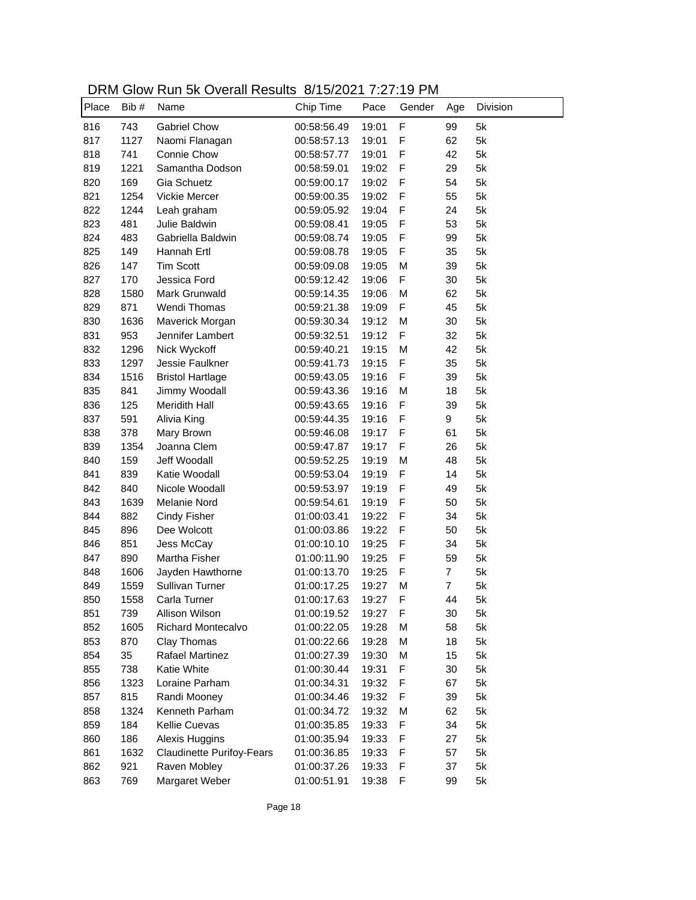DRM Glow Run 5k Overall Results 8/15/2021 7:27:19 PM

| Place | Bib # | Name | Chip Time | Pace | Gender | Age | Division |
|---|---|---|---|---|---|---|---|
| 816 | 743 | Gabriel Chow | 00:58:56.49 | 19:01 | F | 99 | 5k |
| 817 | 1127 | Naomi Flanagan | 00:58:57.13 | 19:01 | F | 62 | 5k |
| 818 | 741 | Connie Chow | 00:58:57.77 | 19:01 | F | 42 | 5k |
| 819 | 1221 | Samantha Dodson | 00:58:59.01 | 19:02 | F | 29 | 5k |
| 820 | 169 | Gia Schuetz | 00:59:00.17 | 19:02 | F | 54 | 5k |
| 821 | 1254 | Vickie Mercer | 00:59:00.35 | 19:02 | F | 55 | 5k |
| 822 | 1244 | Leah graham | 00:59:05.92 | 19:04 | F | 24 | 5k |
| 823 | 481 | Julie Baldwin | 00:59:08.41 | 19:05 | F | 53 | 5k |
| 824 | 483 | Gabriella Baldwin | 00:59:08.74 | 19:05 | F | 99 | 5k |
| 825 | 149 | Hannah Ertl | 00:59:08.78 | 19:05 | F | 35 | 5k |
| 826 | 147 | Tim Scott | 00:59:09.08 | 19:05 | M | 39 | 5k |
| 827 | 170 | Jessica Ford | 00:59:12.42 | 19:06 | F | 30 | 5k |
| 828 | 1580 | Mark Grunwald | 00:59:14.35 | 19:06 | M | 62 | 5k |
| 829 | 871 | Wendi Thomas | 00:59:21.38 | 19:09 | F | 45 | 5k |
| 830 | 1636 | Maverick Morgan | 00:59:30.34 | 19:12 | M | 30 | 5k |
| 831 | 953 | Jennifer Lambert | 00:59:32.51 | 19:12 | F | 32 | 5k |
| 832 | 1296 | Nick Wyckoff | 00:59:40.21 | 19:15 | M | 42 | 5k |
| 833 | 1297 | Jessie Faulkner | 00:59:41.73 | 19:15 | F | 35 | 5k |
| 834 | 1516 | Bristol Hartlage | 00:59:43.05 | 19:16 | F | 39 | 5k |
| 835 | 841 | Jimmy Woodall | 00:59:43.36 | 19:16 | M | 18 | 5k |
| 836 | 125 | Meridith Hall | 00:59:43.65 | 19:16 | F | 39 | 5k |
| 837 | 591 | Alivia King | 00:59:44.35 | 19:16 | F | 9 | 5k |
| 838 | 378 | Mary Brown | 00:59:46.08 | 19:17 | F | 61 | 5k |
| 839 | 1354 | Joanna Clem | 00:59:47.87 | 19:17 | F | 26 | 5k |
| 840 | 159 | Jeff Woodall | 00:59:52.25 | 19:19 | M | 48 | 5k |
| 841 | 839 | Katie Woodall | 00:59:53.04 | 19:19 | F | 14 | 5k |
| 842 | 840 | Nicole Woodall | 00:59:53.97 | 19:19 | F | 49 | 5k |
| 843 | 1639 | Melanie Nord | 00:59:54.61 | 19:19 | F | 50 | 5k |
| 844 | 882 | Cindy Fisher | 01:00:03.41 | 19:22 | F | 34 | 5k |
| 845 | 896 | Dee Wolcott | 01:00:03.86 | 19:22 | F | 50 | 5k |
| 846 | 851 | Jess McCay | 01:00:10.10 | 19:25 | F | 34 | 5k |
| 847 | 890 | Martha Fisher | 01:00:11.90 | 19:25 | F | 59 | 5k |
| 848 | 1606 | Jayden Hawthorne | 01:00:13.70 | 19:25 | F | 7 | 5k |
| 849 | 1559 | Sullivan Turner | 01:00:17.25 | 19:27 | M | 7 | 5k |
| 850 | 1558 | Carla Turner | 01:00:17.63 | 19:27 | F | 44 | 5k |
| 851 | 739 | Allison Wilson | 01:00:19.52 | 19:27 | F | 30 | 5k |
| 852 | 1605 | Richard Montecalvo | 01:00:22.05 | 19:28 | M | 58 | 5k |
| 853 | 870 | Clay Thomas | 01:00:22.66 | 19:28 | M | 18 | 5k |
| 854 | 35 | Rafael Martinez | 01:00:27.39 | 19:30 | M | 15 | 5k |
| 855 | 738 | Katie White | 01:00:30.44 | 19:31 | F | 30 | 5k |
| 856 | 1323 | Loraine Parham | 01:00:34.31 | 19:32 | F | 67 | 5k |
| 857 | 815 | Randi Mooney | 01:00:34.46 | 19:32 | F | 39 | 5k |
| 858 | 1324 | Kenneth Parham | 01:00:34.72 | 19:32 | M | 62 | 5k |
| 859 | 184 | Kellie Cuevas | 01:00:35.85 | 19:33 | F | 34 | 5k |
| 860 | 186 | Alexis Huggins | 01:00:35.94 | 19:33 | F | 27 | 5k |
| 861 | 1632 | Claudinette Purifoy-Fears | 01:00:36.85 | 19:33 | F | 57 | 5k |
| 862 | 921 | Raven Mobley | 01:00:37.26 | 19:33 | F | 37 | 5k |
| 863 | 769 | Margaret Weber | 01:00:51.91 | 19:38 | F | 99 | 5k |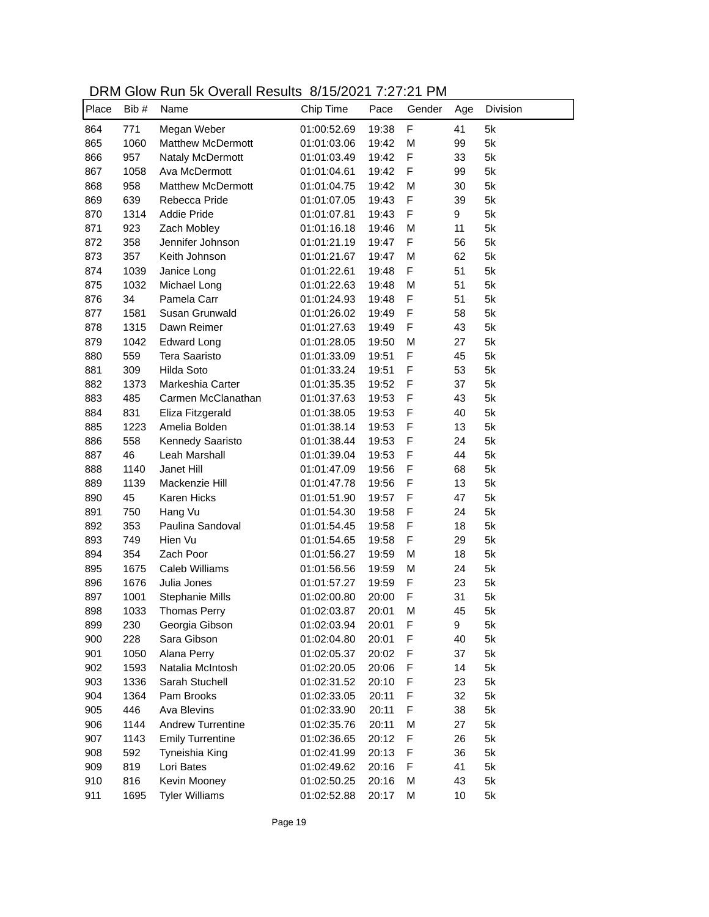DRM Glow Run 5k Overall Results 8/15/2021 7:27:21 PM

| Place | Bib # | Name | Chip Time | Pace | Gender | Age | Division |
|---|---|---|---|---|---|---|---|
| 864 | 771 | Megan Weber | 01:00:52.69 | 19:38 | F | 41 | 5k |
| 865 | 1060 | Matthew McDermott | 01:01:03.06 | 19:42 | M | 99 | 5k |
| 866 | 957 | Nataly McDermott | 01:01:03.49 | 19:42 | F | 33 | 5k |
| 867 | 1058 | Ava McDermott | 01:01:04.61 | 19:42 | F | 99 | 5k |
| 868 | 958 | Matthew McDermott | 01:01:04.75 | 19:42 | M | 30 | 5k |
| 869 | 639 | Rebecca Pride | 01:01:07.05 | 19:43 | F | 39 | 5k |
| 870 | 1314 | Addie Pride | 01:01:07.81 | 19:43 | F | 9 | 5k |
| 871 | 923 | Zach Mobley | 01:01:16.18 | 19:46 | M | 11 | 5k |
| 872 | 358 | Jennifer Johnson | 01:01:21.19 | 19:47 | F | 56 | 5k |
| 873 | 357 | Keith Johnson | 01:01:21.67 | 19:47 | M | 62 | 5k |
| 874 | 1039 | Janice Long | 01:01:22.61 | 19:48 | F | 51 | 5k |
| 875 | 1032 | Michael Long | 01:01:22.63 | 19:48 | M | 51 | 5k |
| 876 | 34 | Pamela Carr | 01:01:24.93 | 19:48 | F | 51 | 5k |
| 877 | 1581 | Susan Grunwald | 01:01:26.02 | 19:49 | F | 58 | 5k |
| 878 | 1315 | Dawn Reimer | 01:01:27.63 | 19:49 | F | 43 | 5k |
| 879 | 1042 | Edward Long | 01:01:28.05 | 19:50 | M | 27 | 5k |
| 880 | 559 | Tera Saaristo | 01:01:33.09 | 19:51 | F | 45 | 5k |
| 881 | 309 | Hilda Soto | 01:01:33.24 | 19:51 | F | 53 | 5k |
| 882 | 1373 | Markeshia Carter | 01:01:35.35 | 19:52 | F | 37 | 5k |
| 883 | 485 | Carmen McClanathan | 01:01:37.63 | 19:53 | F | 43 | 5k |
| 884 | 831 | Eliza Fitzgerald | 01:01:38.05 | 19:53 | F | 40 | 5k |
| 885 | 1223 | Amelia Bolden | 01:01:38.14 | 19:53 | F | 13 | 5k |
| 886 | 558 | Kennedy Saaristo | 01:01:38.44 | 19:53 | F | 24 | 5k |
| 887 | 46 | Leah Marshall | 01:01:39.04 | 19:53 | F | 44 | 5k |
| 888 | 1140 | Janet Hill | 01:01:47.09 | 19:56 | F | 68 | 5k |
| 889 | 1139 | Mackenzie Hill | 01:01:47.78 | 19:56 | F | 13 | 5k |
| 890 | 45 | Karen Hicks | 01:01:51.90 | 19:57 | F | 47 | 5k |
| 891 | 750 | Hang Vu | 01:01:54.30 | 19:58 | F | 24 | 5k |
| 892 | 353 | Paulina Sandoval | 01:01:54.45 | 19:58 | F | 18 | 5k |
| 893 | 749 | Hien Vu | 01:01:54.65 | 19:58 | F | 29 | 5k |
| 894 | 354 | Zach Poor | 01:01:56.27 | 19:59 | M | 18 | 5k |
| 895 | 1675 | Caleb Williams | 01:01:56.56 | 19:59 | M | 24 | 5k |
| 896 | 1676 | Julia Jones | 01:01:57.27 | 19:59 | F | 23 | 5k |
| 897 | 1001 | Stephanie Mills | 01:02:00.80 | 20:00 | F | 31 | 5k |
| 898 | 1033 | Thomas Perry | 01:02:03.87 | 20:01 | M | 45 | 5k |
| 899 | 230 | Georgia Gibson | 01:02:03.94 | 20:01 | F | 9 | 5k |
| 900 | 228 | Sara Gibson | 01:02:04.80 | 20:01 | F | 40 | 5k |
| 901 | 1050 | Alana Perry | 01:02:05.37 | 20:02 | F | 37 | 5k |
| 902 | 1593 | Natalia McIntosh | 01:02:20.05 | 20:06 | F | 14 | 5k |
| 903 | 1336 | Sarah Stuchell | 01:02:31.52 | 20:10 | F | 23 | 5k |
| 904 | 1364 | Pam Brooks | 01:02:33.05 | 20:11 | F | 32 | 5k |
| 905 | 446 | Ava Blevins | 01:02:33.90 | 20:11 | F | 38 | 5k |
| 906 | 1144 | Andrew Turrentine | 01:02:35.76 | 20:11 | M | 27 | 5k |
| 907 | 1143 | Emily Turrentine | 01:02:36.65 | 20:12 | F | 26 | 5k |
| 908 | 592 | Tyneishia King | 01:02:41.99 | 20:13 | F | 36 | 5k |
| 909 | 819 | Lori Bates | 01:02:49.62 | 20:16 | F | 41 | 5k |
| 910 | 816 | Kevin Mooney | 01:02:50.25 | 20:16 | M | 43 | 5k |
| 911 | 1695 | Tyler Williams | 01:02:52.88 | 20:17 | M | 10 | 5k |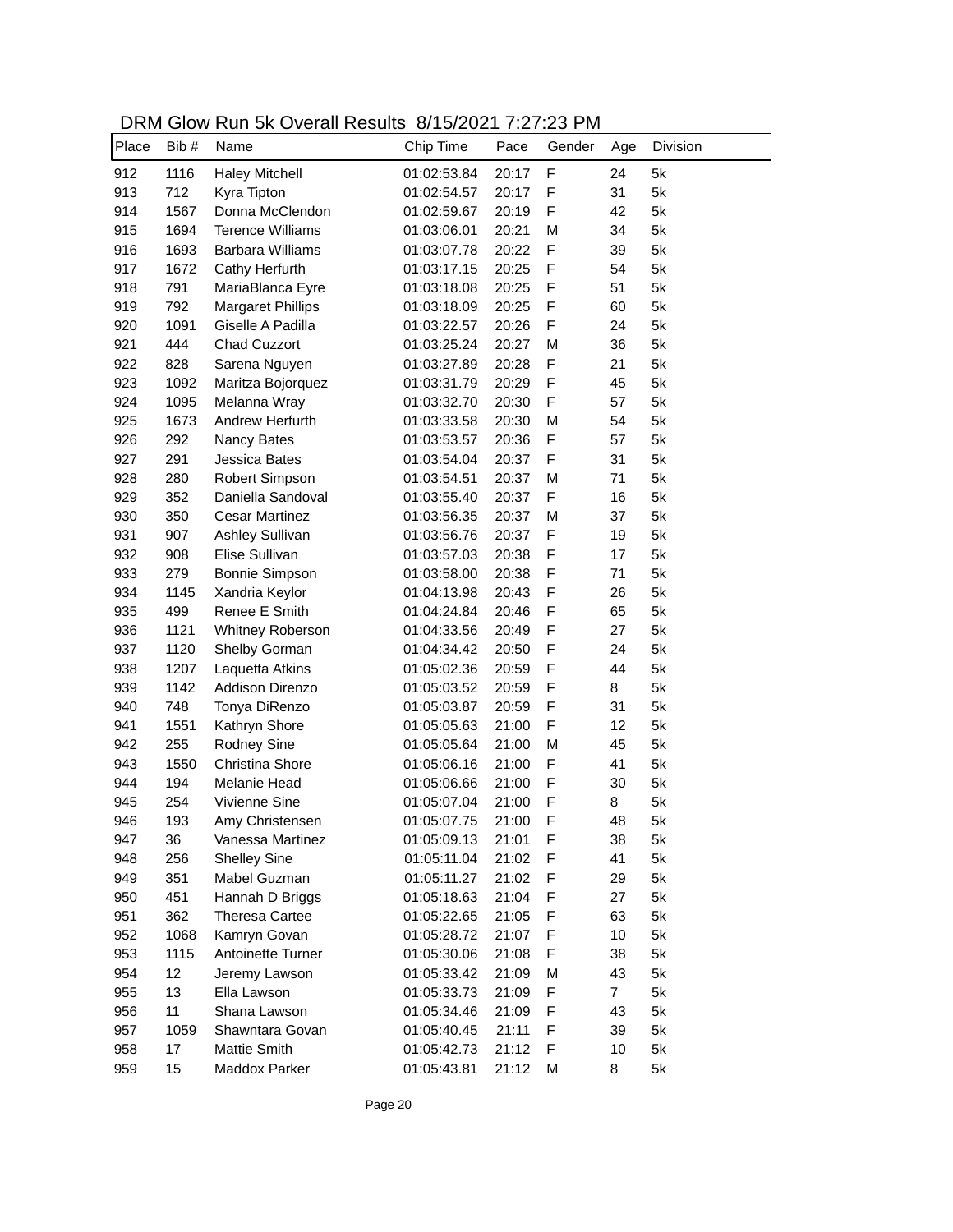# DRM Glow Run 5k Overall Results 8/15/2021 7:27:23 PM

| Place | Bib # | Name | Chip Time | Pace | Gender | Age | Division |
|---|---|---|---|---|---|---|---|
| 912 | 1116 | Haley Mitchell | 01:02:53.84 | 20:17 | F | 24 | 5k |
| 913 | 712 | Kyra Tipton | 01:02:54.57 | 20:17 | F | 31 | 5k |
| 914 | 1567 | Donna McClendon | 01:02:59.67 | 20:19 | F | 42 | 5k |
| 915 | 1694 | Terence Williams | 01:03:06.01 | 20:21 | M | 34 | 5k |
| 916 | 1693 | Barbara Williams | 01:03:07.78 | 20:22 | F | 39 | 5k |
| 917 | 1672 | Cathy Herfurth | 01:03:17.15 | 20:25 | F | 54 | 5k |
| 918 | 791 | MariaBlanca Eyre | 01:03:18.08 | 20:25 | F | 51 | 5k |
| 919 | 792 | Margaret Phillips | 01:03:18.09 | 20:25 | F | 60 | 5k |
| 920 | 1091 | Giselle A Padilla | 01:03:22.57 | 20:26 | F | 24 | 5k |
| 921 | 444 | Chad Cuzzort | 01:03:25.24 | 20:27 | M | 36 | 5k |
| 922 | 828 | Sarena Nguyen | 01:03:27.89 | 20:28 | F | 21 | 5k |
| 923 | 1092 | Maritza Bojorquez | 01:03:31.79 | 20:29 | F | 45 | 5k |
| 924 | 1095 | Melanna Wray | 01:03:32.70 | 20:30 | F | 57 | 5k |
| 925 | 1673 | Andrew Herfurth | 01:03:33.58 | 20:30 | M | 54 | 5k |
| 926 | 292 | Nancy Bates | 01:03:53.57 | 20:36 | F | 57 | 5k |
| 927 | 291 | Jessica Bates | 01:03:54.04 | 20:37 | F | 31 | 5k |
| 928 | 280 | Robert Simpson | 01:03:54.51 | 20:37 | M | 71 | 5k |
| 929 | 352 | Daniella Sandoval | 01:03:55.40 | 20:37 | F | 16 | 5k |
| 930 | 350 | Cesar Martinez | 01:03:56.35 | 20:37 | M | 37 | 5k |
| 931 | 907 | Ashley Sullivan | 01:03:56.76 | 20:37 | F | 19 | 5k |
| 932 | 908 | Elise Sullivan | 01:03:57.03 | 20:38 | F | 17 | 5k |
| 933 | 279 | Bonnie Simpson | 01:03:58.00 | 20:38 | F | 71 | 5k |
| 934 | 1145 | Xandria Keylor | 01:04:13.98 | 20:43 | F | 26 | 5k |
| 935 | 499 | Renee E Smith | 01:04:24.84 | 20:46 | F | 65 | 5k |
| 936 | 1121 | Whitney Roberson | 01:04:33.56 | 20:49 | F | 27 | 5k |
| 937 | 1120 | Shelby Gorman | 01:04:34.42 | 20:50 | F | 24 | 5k |
| 938 | 1207 | Laquetta Atkins | 01:05:02.36 | 20:59 | F | 44 | 5k |
| 939 | 1142 | Addison Direnzo | 01:05:03.52 | 20:59 | F | 8 | 5k |
| 940 | 748 | Tonya DiRenzo | 01:05:03.87 | 20:59 | F | 31 | 5k |
| 941 | 1551 | Kathryn Shore | 01:05:05.63 | 21:00 | F | 12 | 5k |
| 942 | 255 | Rodney Sine | 01:05:05.64 | 21:00 | M | 45 | 5k |
| 943 | 1550 | Christina Shore | 01:05:06.16 | 21:00 | F | 41 | 5k |
| 944 | 194 | Melanie Head | 01:05:06.66 | 21:00 | F | 30 | 5k |
| 945 | 254 | Vivienne Sine | 01:05:07.04 | 21:00 | F | 8 | 5k |
| 946 | 193 | Amy Christensen | 01:05:07.75 | 21:00 | F | 48 | 5k |
| 947 | 36 | Vanessa Martinez | 01:05:09.13 | 21:01 | F | 38 | 5k |
| 948 | 256 | Shelley Sine | 01:05:11.04 | 21:02 | F | 41 | 5k |
| 949 | 351 | Mabel Guzman | 01:05:11.27 | 21:02 | F | 29 | 5k |
| 950 | 451 | Hannah D Briggs | 01:05:18.63 | 21:04 | F | 27 | 5k |
| 951 | 362 | Theresa Cartee | 01:05:22.65 | 21:05 | F | 63 | 5k |
| 952 | 1068 | Kamryn Govan | 01:05:28.72 | 21:07 | F | 10 | 5k |
| 953 | 1115 | Antoinette Turner | 01:05:30.06 | 21:08 | F | 38 | 5k |
| 954 | 12 | Jeremy Lawson | 01:05:33.42 | 21:09 | M | 43 | 5k |
| 955 | 13 | Ella Lawson | 01:05:33.73 | 21:09 | F | 7 | 5k |
| 956 | 11 | Shana Lawson | 01:05:34.46 | 21:09 | F | 43 | 5k |
| 957 | 1059 | Shawntara Govan | 01:05:40.45 | 21:11 | F | 39 | 5k |
| 958 | 17 | Mattie Smith | 01:05:42.73 | 21:12 | F | 10 | 5k |
| 959 | 15 | Maddox Parker | 01:05:43.81 | 21:12 | M | 8 | 5k |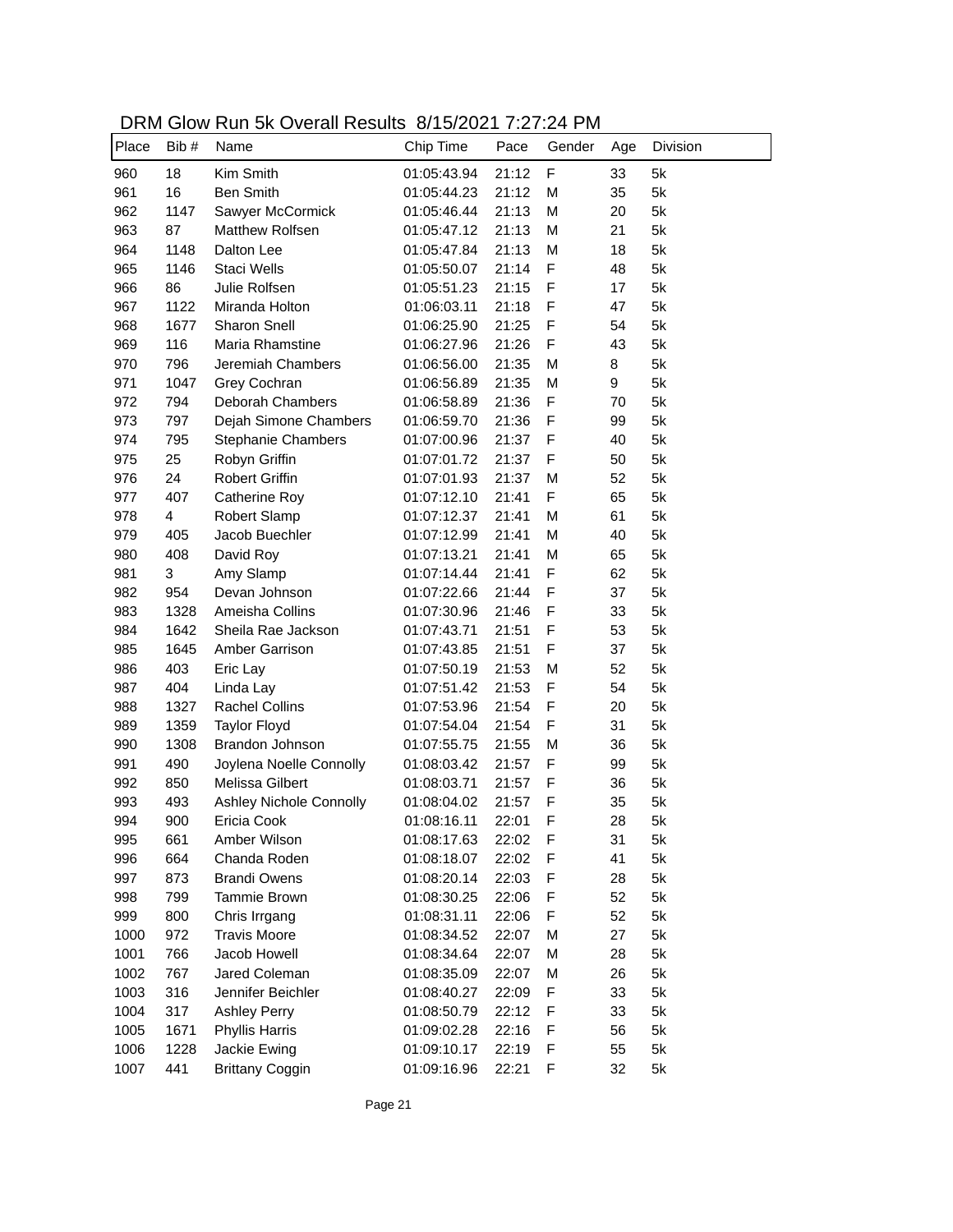DRM Glow Run 5k Overall Results 8/15/2021 7:27:24 PM

| Place | Bib # | Name | Chip Time | Pace | Gender | Age | Division |
|---|---|---|---|---|---|---|---|
| 960 | 18 | Kim Smith | 01:05:43.94 | 21:12 | F | 33 | 5k |
| 961 | 16 | Ben Smith | 01:05:44.23 | 21:12 | M | 35 | 5k |
| 962 | 1147 | Sawyer McCormick | 01:05:46.44 | 21:13 | M | 20 | 5k |
| 963 | 87 | Matthew Rolfsen | 01:05:47.12 | 21:13 | M | 21 | 5k |
| 964 | 1148 | Dalton Lee | 01:05:47.84 | 21:13 | M | 18 | 5k |
| 965 | 1146 | Staci Wells | 01:05:50.07 | 21:14 | F | 48 | 5k |
| 966 | 86 | Julie Rolfsen | 01:05:51.23 | 21:15 | F | 17 | 5k |
| 967 | 1122 | Miranda Holton | 01:06:03.11 | 21:18 | F | 47 | 5k |
| 968 | 1677 | Sharon Snell | 01:06:25.90 | 21:25 | F | 54 | 5k |
| 969 | 116 | Maria Rhamstine | 01:06:27.96 | 21:26 | F | 43 | 5k |
| 970 | 796 | Jeremiah Chambers | 01:06:56.00 | 21:35 | M | 8 | 5k |
| 971 | 1047 | Grey Cochran | 01:06:56.89 | 21:35 | M | 9 | 5k |
| 972 | 794 | Deborah Chambers | 01:06:58.89 | 21:36 | F | 70 | 5k |
| 973 | 797 | Dejah Simone Chambers | 01:06:59.70 | 21:36 | F | 99 | 5k |
| 974 | 795 | Stephanie Chambers | 01:07:00.96 | 21:37 | F | 40 | 5k |
| 975 | 25 | Robyn Griffin | 01:07:01.72 | 21:37 | F | 50 | 5k |
| 976 | 24 | Robert Griffin | 01:07:01.93 | 21:37 | M | 52 | 5k |
| 977 | 407 | Catherine Roy | 01:07:12.10 | 21:41 | F | 65 | 5k |
| 978 | 4 | Robert Slamp | 01:07:12.37 | 21:41 | M | 61 | 5k |
| 979 | 405 | Jacob Buechler | 01:07:12.99 | 21:41 | M | 40 | 5k |
| 980 | 408 | David Roy | 01:07:13.21 | 21:41 | M | 65 | 5k |
| 981 | 3 | Amy Slamp | 01:07:14.44 | 21:41 | F | 62 | 5k |
| 982 | 954 | Devan Johnson | 01:07:22.66 | 21:44 | F | 37 | 5k |
| 983 | 1328 | Ameisha Collins | 01:07:30.96 | 21:46 | F | 33 | 5k |
| 984 | 1642 | Sheila Rae Jackson | 01:07:43.71 | 21:51 | F | 53 | 5k |
| 985 | 1645 | Amber Garrison | 01:07:43.85 | 21:51 | F | 37 | 5k |
| 986 | 403 | Eric Lay | 01:07:50.19 | 21:53 | M | 52 | 5k |
| 987 | 404 | Linda Lay | 01:07:51.42 | 21:53 | F | 54 | 5k |
| 988 | 1327 | Rachel Collins | 01:07:53.96 | 21:54 | F | 20 | 5k |
| 989 | 1359 | Taylor Floyd | 01:07:54.04 | 21:54 | F | 31 | 5k |
| 990 | 1308 | Brandon Johnson | 01:07:55.75 | 21:55 | M | 36 | 5k |
| 991 | 490 | Joylena Noelle Connolly | 01:08:03.42 | 21:57 | F | 99 | 5k |
| 992 | 850 | Melissa Gilbert | 01:08:03.71 | 21:57 | F | 36 | 5k |
| 993 | 493 | Ashley Nichole Connolly | 01:08:04.02 | 21:57 | F | 35 | 5k |
| 994 | 900 | Ericia Cook | 01:08:16.11 | 22:01 | F | 28 | 5k |
| 995 | 661 | Amber Wilson | 01:08:17.63 | 22:02 | F | 31 | 5k |
| 996 | 664 | Chanda Roden | 01:08:18.07 | 22:02 | F | 41 | 5k |
| 997 | 873 | Brandi Owens | 01:08:20.14 | 22:03 | F | 28 | 5k |
| 998 | 799 | Tammie Brown | 01:08:30.25 | 22:06 | F | 52 | 5k |
| 999 | 800 | Chris Irrgang | 01:08:31.11 | 22:06 | F | 52 | 5k |
| 1000 | 972 | Travis Moore | 01:08:34.52 | 22:07 | M | 27 | 5k |
| 1001 | 766 | Jacob Howell | 01:08:34.64 | 22:07 | M | 28 | 5k |
| 1002 | 767 | Jared Coleman | 01:08:35.09 | 22:07 | M | 26 | 5k |
| 1003 | 316 | Jennifer Beichler | 01:08:40.27 | 22:09 | F | 33 | 5k |
| 1004 | 317 | Ashley Perry | 01:08:50.79 | 22:12 | F | 33 | 5k |
| 1005 | 1671 | Phyllis Harris | 01:09:02.28 | 22:16 | F | 56 | 5k |
| 1006 | 1228 | Jackie Ewing | 01:09:10.17 | 22:19 | F | 55 | 5k |
| 1007 | 441 | Brittany Coggin | 01:09:16.96 | 22:21 | F | 32 | 5k |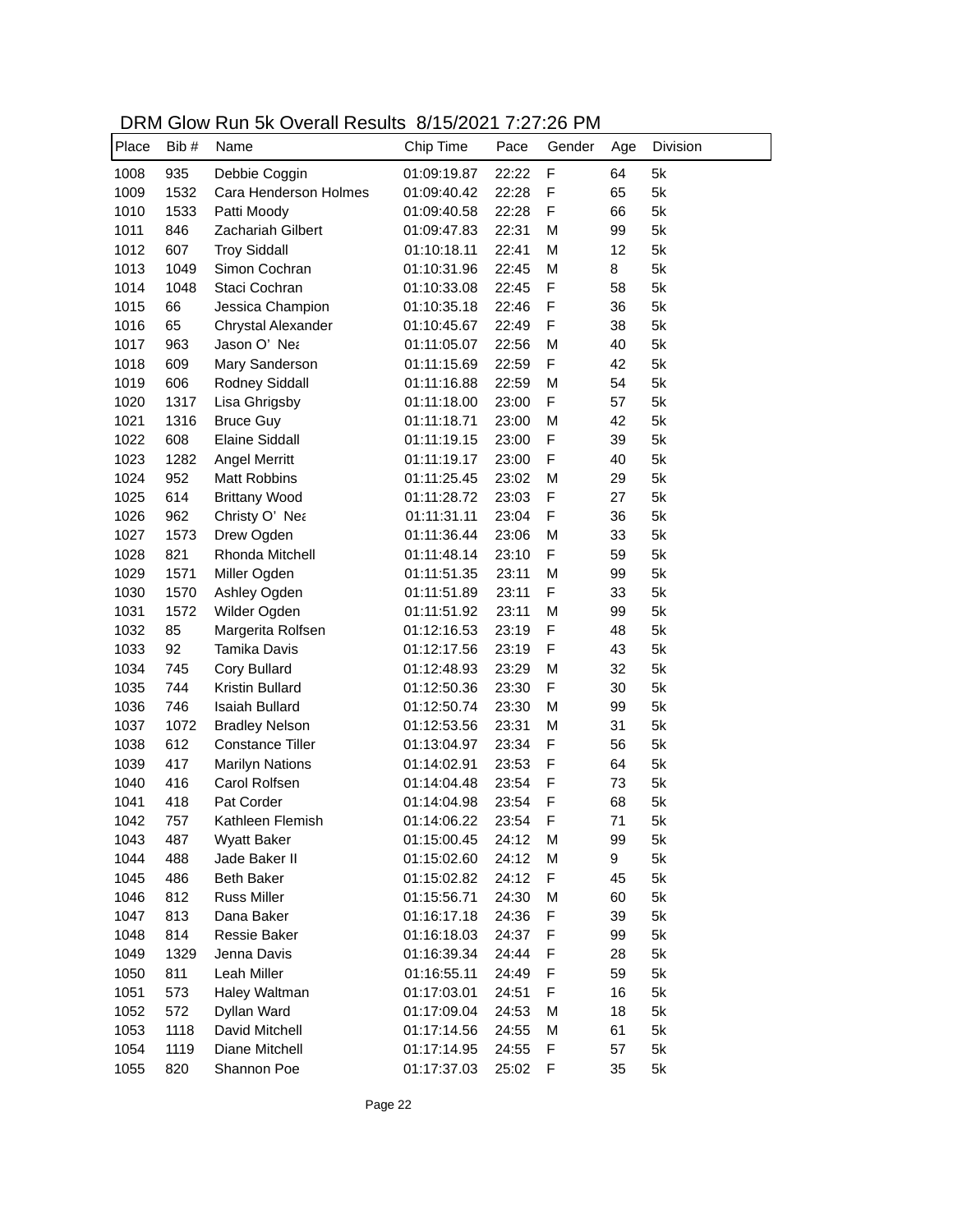# DRM Glow Run 5k Overall Results 8/15/2021 7:27:26 PM

| Place | Bib # | Name | Chip Time | Pace | Gender | Age | Division |
|---|---|---|---|---|---|---|---|
| 1008 | 935 | Debbie Coggin | 01:09:19.87 | 22:22 | F | 64 | 5k |
| 1009 | 1532 | Cara Henderson Holmes | 01:09:40.42 | 22:28 | F | 65 | 5k |
| 1010 | 1533 | Patti Moody | 01:09:40.58 | 22:28 | F | 66 | 5k |
| 1011 | 846 | Zachariah Gilbert | 01:09:47.83 | 22:31 | M | 99 | 5k |
| 1012 | 607 | Troy Siddall | 01:10:18.11 | 22:41 | M | 12 | 5k |
| 1013 | 1049 | Simon Cochran | 01:10:31.96 | 22:45 | M | 8 | 5k |
| 1014 | 1048 | Staci Cochran | 01:10:33.08 | 22:45 | F | 58 | 5k |
| 1015 | 66 | Jessica Champion | 01:10:35.18 | 22:46 | F | 36 | 5k |
| 1016 | 65 | Chrystal Alexander | 01:10:45.67 | 22:49 | F | 38 | 5k |
| 1017 | 963 | Jason O' Nea | 01:11:05.07 | 22:56 | M | 40 | 5k |
| 1018 | 609 | Mary Sanderson | 01:11:15.69 | 22:59 | F | 42 | 5k |
| 1019 | 606 | Rodney Siddall | 01:11:16.88 | 22:59 | M | 54 | 5k |
| 1020 | 1317 | Lisa Ghrigsby | 01:11:18.00 | 23:00 | F | 57 | 5k |
| 1021 | 1316 | Bruce Guy | 01:11:18.71 | 23:00 | M | 42 | 5k |
| 1022 | 608 | Elaine Siddall | 01:11:19.15 | 23:00 | F | 39 | 5k |
| 1023 | 1282 | Angel Merritt | 01:11:19.17 | 23:00 | F | 40 | 5k |
| 1024 | 952 | Matt Robbins | 01:11:25.45 | 23:02 | M | 29 | 5k |
| 1025 | 614 | Brittany Wood | 01:11:28.72 | 23:03 | F | 27 | 5k |
| 1026 | 962 | Christy O' Nea | 01:11:31.11 | 23:04 | F | 36 | 5k |
| 1027 | 1573 | Drew Ogden | 01:11:36.44 | 23:06 | M | 33 | 5k |
| 1028 | 821 | Rhonda Mitchell | 01:11:48.14 | 23:10 | F | 59 | 5k |
| 1029 | 1571 | Miller Ogden | 01:11:51.35 | 23:11 | M | 99 | 5k |
| 1030 | 1570 | Ashley Ogden | 01:11:51.89 | 23:11 | F | 33 | 5k |
| 1031 | 1572 | Wilder Ogden | 01:11:51.92 | 23:11 | M | 99 | 5k |
| 1032 | 85 | Margerita Rolfsen | 01:12:16.53 | 23:19 | F | 48 | 5k |
| 1033 | 92 | Tamika Davis | 01:12:17.56 | 23:19 | F | 43 | 5k |
| 1034 | 745 | Cory Bullard | 01:12:48.93 | 23:29 | M | 32 | 5k |
| 1035 | 744 | Kristin Bullard | 01:12:50.36 | 23:30 | F | 30 | 5k |
| 1036 | 746 | Isaiah Bullard | 01:12:50.74 | 23:30 | M | 99 | 5k |
| 1037 | 1072 | Bradley Nelson | 01:12:53.56 | 23:31 | M | 31 | 5k |
| 1038 | 612 | Constance Tiller | 01:13:04.97 | 23:34 | F | 56 | 5k |
| 1039 | 417 | Marilyn Nations | 01:14:02.91 | 23:53 | F | 64 | 5k |
| 1040 | 416 | Carol Rolfsen | 01:14:04.48 | 23:54 | F | 73 | 5k |
| 1041 | 418 | Pat Corder | 01:14:04.98 | 23:54 | F | 68 | 5k |
| 1042 | 757 | Kathleen Flemish | 01:14:06.22 | 23:54 | F | 71 | 5k |
| 1043 | 487 | Wyatt Baker | 01:15:00.45 | 24:12 | M | 99 | 5k |
| 1044 | 488 | Jade Baker II | 01:15:02.60 | 24:12 | M | 9 | 5k |
| 1045 | 486 | Beth Baker | 01:15:02.82 | 24:12 | F | 45 | 5k |
| 1046 | 812 | Russ Miller | 01:15:56.71 | 24:30 | M | 60 | 5k |
| 1047 | 813 | Dana Baker | 01:16:17.18 | 24:36 | F | 39 | 5k |
| 1048 | 814 | Ressie Baker | 01:16:18.03 | 24:37 | F | 99 | 5k |
| 1049 | 1329 | Jenna Davis | 01:16:39.34 | 24:44 | F | 28 | 5k |
| 1050 | 811 | Leah Miller | 01:16:55.11 | 24:49 | F | 59 | 5k |
| 1051 | 573 | Haley Waltman | 01:17:03.01 | 24:51 | F | 16 | 5k |
| 1052 | 572 | Dyllan Ward | 01:17:09.04 | 24:53 | M | 18 | 5k |
| 1053 | 1118 | David Mitchell | 01:17:14.56 | 24:55 | M | 61 | 5k |
| 1054 | 1119 | Diane Mitchell | 01:17:14.95 | 24:55 | F | 57 | 5k |
| 1055 | 820 | Shannon Poe | 01:17:37.03 | 25:02 | F | 35 | 5k |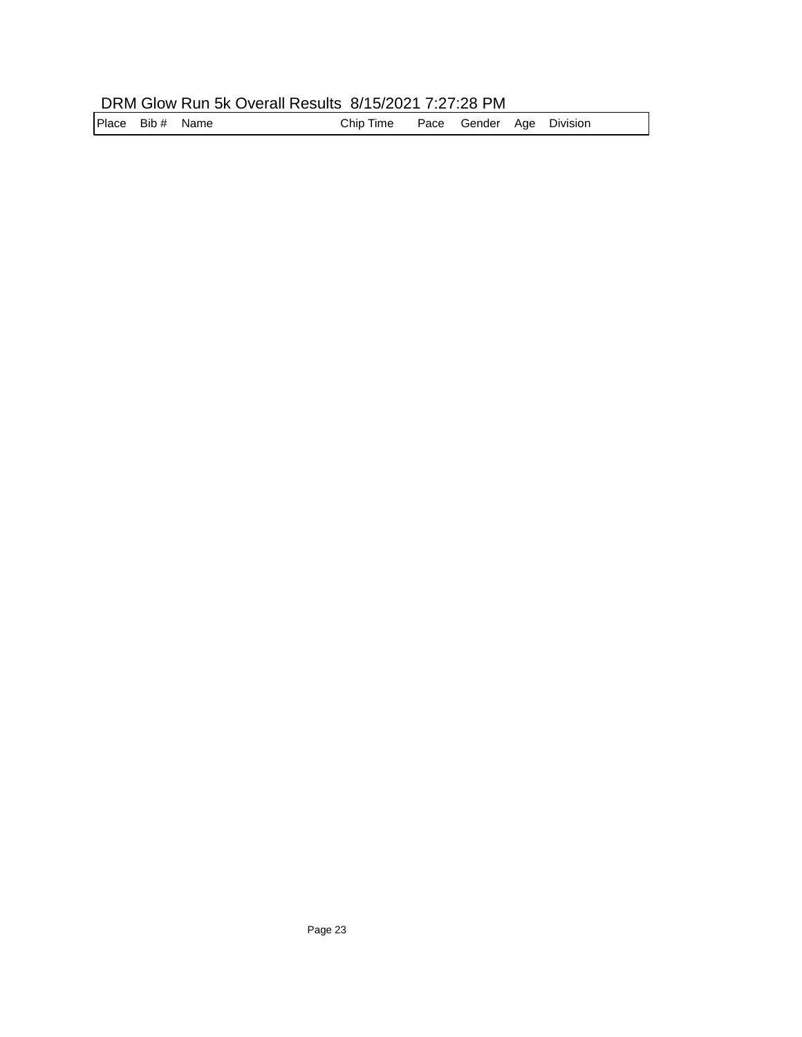DRM Glow Run 5k Overall Results 8/15/2021 7:27:28 PM

| Place | Bib # | Name | Chip Time | Pace | Gender | Age | Division |
|---|---|---|---|---|---|---|---|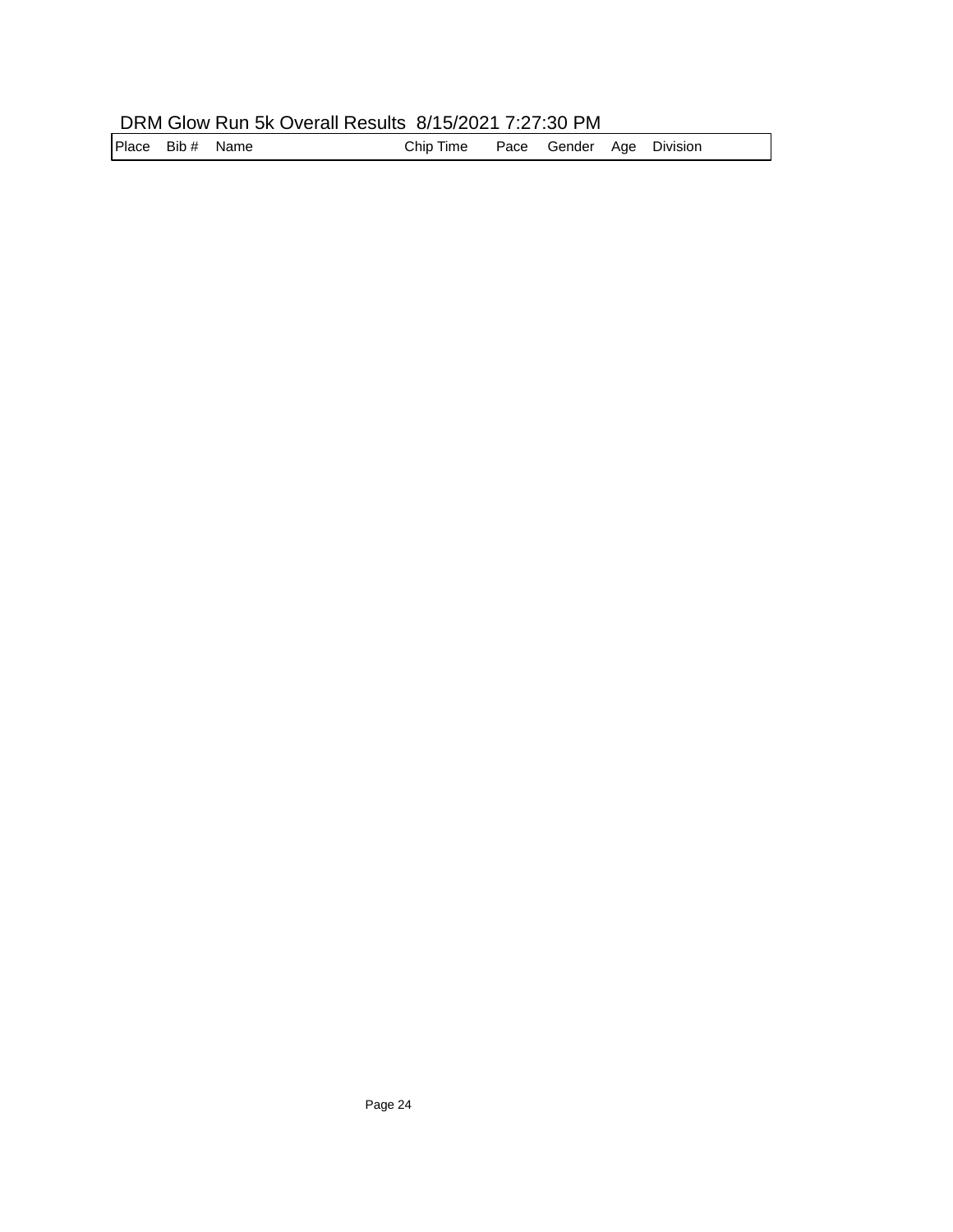DRM Glow Run 5k Overall Results  8/15/2021 7:27:30 PM

| Place | Bib # | Name | Chip Time | Pace | Gender | Age | Division |
|---|---|---|---|---|---|---|---|